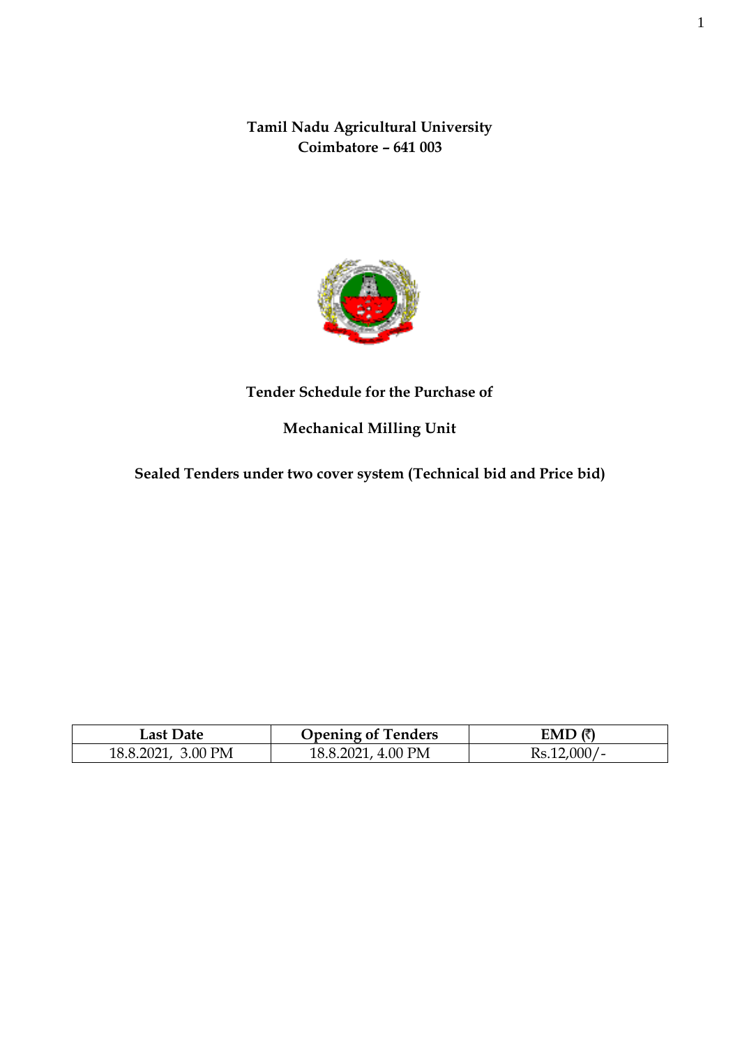# Tamil Nadu Agricultural University
## Coimbatore – 641 003

## Tender Schedule for the Purchase of

## Mechanical Milling Unit

**Sealed Tenders under two cover system (Technical bid and Price bid)**

| Last Date | Opening of Tenders | EMD (₹) |
|---|---|---|
| 18.8.2021, 3.00 PM | 18.8.2021, 4.00 PM | Rs.12,000/- |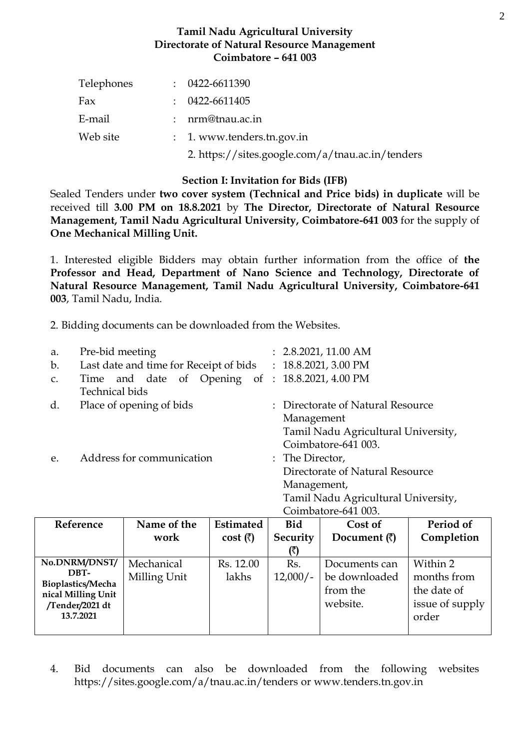**Tamil Nadu Agricultural University**
**Directorate of Natural Resource Management**
**Coimbatore – 641 003**

| | | |
|---|---|---|
| Telephones | : | 0422-6611390 |
| Fax | : | 0422-6611405 |
| E-mail | : | nrm@tnau.ac.in |
| Web site | : | 1. www.tenders.tn.gov.in |
| | | 2. https://sites.google.com/a/tnau.ac.in/tenders |

## Section I: Invitation for Bids (IFB)

Sealed Tenders under **two cover system (Technical and Price bids) in duplicate** will be received till **3.00 PM on 18.8.2021** by **The Director, Directorate of Natural Resource Management, Tamil Nadu Agricultural University, Coimbatore-641 003** for the supply of **One Mechanical Milling Unit.**

1. Interested eligible Bidders may obtain further information from the office of **the Professor and Head, Department of Nano Science and Technology, Directorate of Natural Resource Management, Tamil Nadu Agricultural University, Coimbatore-641 003**, Tamil Nadu, India.

2. Bidding documents can be downloaded from the Websites.

| | | |
|---|---|---|
| a. | Pre-bid meeting | : 2.8.2021, 11.00 AM |
| b. | Last date and time for Receipt of bids | : 18.8.2021, 3.00 PM |
| c. | Time and date of Opening of Technical bids | : 18.8.2021, 4.00 PM |
| d. | Place of opening of bids | : Directorate of Natural Resource Management Tamil Nadu Agricultural University, Coimbatore-641 003. |
| e. | Address for communication | : The Director, Directorate of Natural Resource Management, Tamil Nadu Agricultural University, Coimbatore-641 003. |

| Reference | Name of the work | Estimated cost (₹) | Bid Security (₹) | Cost of Document (₹) | Period of Completion |
|---|---|---|---|---|---|
| No.DNRM/DNST/ DBT-Bioplastics/Mechanical Milling Unit /Tender/2021 dt 13.7.2021 | Mechanical Milling Unit | Rs. 12.00 lakhs | Rs. 12,000/- | Documents can be downloaded from the website. | Within 2 months from the date of issue of supply order |

4. Bid documents can also be downloaded from the following websites https://sites.google.com/a/tnau.ac.in/tenders or www.tenders.tn.gov.in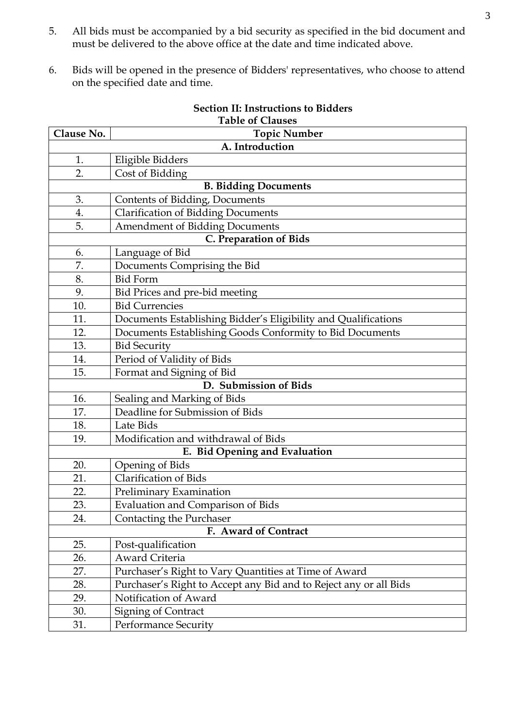5. All bids must be accompanied by a bid security as specified in the bid document and must be delivered to the above office at the date and time indicated above.

6. Bids will be opened in the presence of Bidders' representatives, who choose to attend on the specified date and time.

## Section II: Instructions to Bidders

### Table of Clauses

| Clause No. | Topic Number |
|---|---|
| **A. Introduction** | |
| 1. | Eligible Bidders |
| 2. | Cost of Bidding |
| **B. Bidding Documents** | |
| 3. | Contents of Bidding, Documents |
| 4. | Clarification of Bidding Documents |
| 5. | Amendment of Bidding Documents |
| **C. Preparation of Bids** | |
| 6. | Language of Bid |
| 7. | Documents Comprising the Bid |
| 8. | Bid Form |
| 9. | Bid Prices and pre-bid meeting |
| 10. | Bid Currencies |
| 11. | Documents Establishing Bidder's Eligibility and Qualifications |
| 12. | Documents Establishing Goods Conformity to Bid Documents |
| 13. | Bid Security |
| 14. | Period of Validity of Bids |
| 15. | Format and Signing of Bid |
| **D. Submission of Bids** | |
| 16. | Sealing and Marking of Bids |
| 17. | Deadline for Submission of Bids |
| 18. | Late Bids |
| 19. | Modification and withdrawal of Bids |
| **E. Bid Opening and Evaluation** | |
| 20. | Opening of Bids |
| 21. | Clarification of Bids |
| 22. | Preliminary Examination |
| 23. | Evaluation and Comparison of Bids |
| 24. | Contacting the Purchaser |
| **F. Award of Contract** | |
| 25. | Post-qualification |
| 26. | Award Criteria |
| 27. | Purchaser's Right to Vary Quantities at Time of Award |
| 28. | Purchaser's Right to Accept any Bid and to Reject any or all Bids |
| 29. | Notification of Award |
| 30. | Signing of Contract |
| 31. | Performance Security |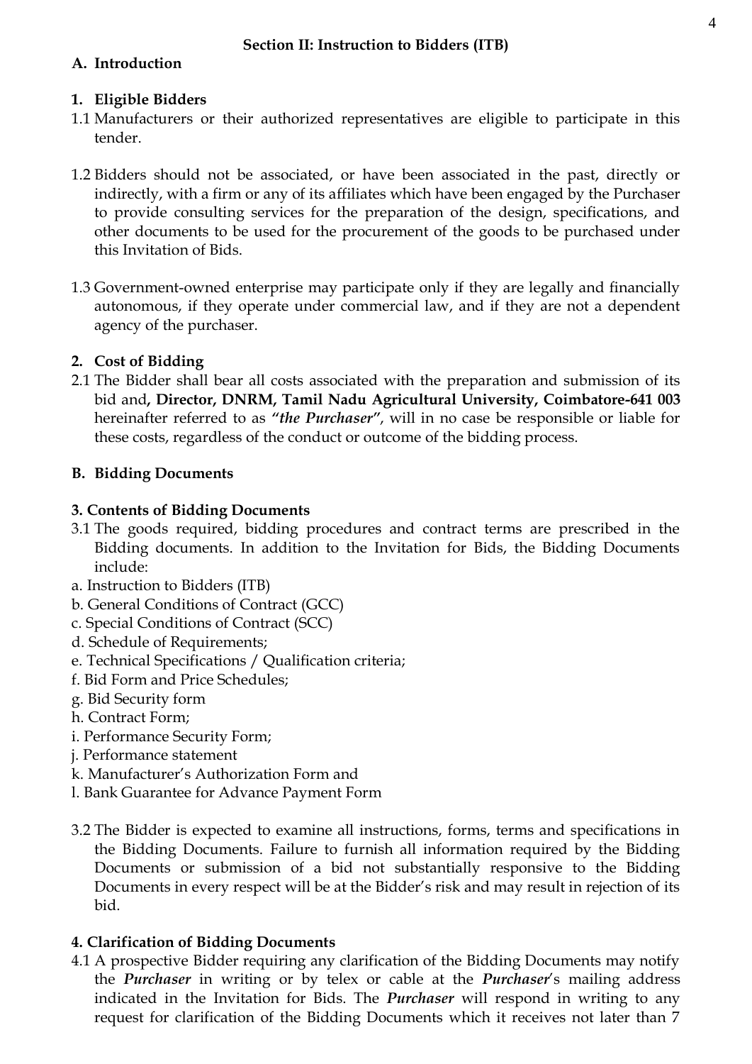## Section II: Instruction to Bidders (ITB)

### A. Introduction

**1. Eligible Bidders**

1.1 Manufacturers or their authorized representatives are eligible to participate in this tender.

1.2 Bidders should not be associated, or have been associated in the past, directly or indirectly, with a firm or any of its affiliates which have been engaged by the Purchaser to provide consulting services for the preparation of the design, specifications, and other documents to be used for the procurement of the goods to be purchased under this Invitation of Bids.

1.3 Government-owned enterprise may participate only if they are legally and financially autonomous, if they operate under commercial law, and if they are not a dependent agency of the purchaser.

**2. Cost of Bidding**

2.1 The Bidder shall bear all costs associated with the preparation and submission of its bid and**, Director, DNRM, Tamil Nadu Agricultural University, Coimbatore-641 003** hereinafter referred to as ***"the Purchaser"***, will in no case be responsible or liable for these costs, regardless of the conduct or outcome of the bidding process.

### B. Bidding Documents

**3. Contents of Bidding Documents**

3.1 The goods required, bidding procedures and contract terms are prescribed in the Bidding documents. In addition to the Invitation for Bids, the Bidding Documents include:

a. Instruction to Bidders (ITB)
b. General Conditions of Contract (GCC)
c. Special Conditions of Contract (SCC)
d. Schedule of Requirements;
e. Technical Specifications / Qualification criteria;
f. Bid Form and Price Schedules;
g. Bid Security form
h. Contract Form;
i. Performance Security Form;
j. Performance statement
k. Manufacturer's Authorization Form and
l. Bank Guarantee for Advance Payment Form

3.2 The Bidder is expected to examine all instructions, forms, terms and specifications in the Bidding Documents. Failure to furnish all information required by the Bidding Documents or submission of a bid not substantially responsive to the Bidding Documents in every respect will be at the Bidder's risk and may result in rejection of its bid.

**4. Clarification of Bidding Documents**

4.1 A prospective Bidder requiring any clarification of the Bidding Documents may notify the ***Purchaser*** in writing or by telex or cable at the ***Purchaser***'s mailing address indicated in the Invitation for Bids. The ***Purchaser*** will respond in writing to any request for clarification of the Bidding Documents which it receives not later than 7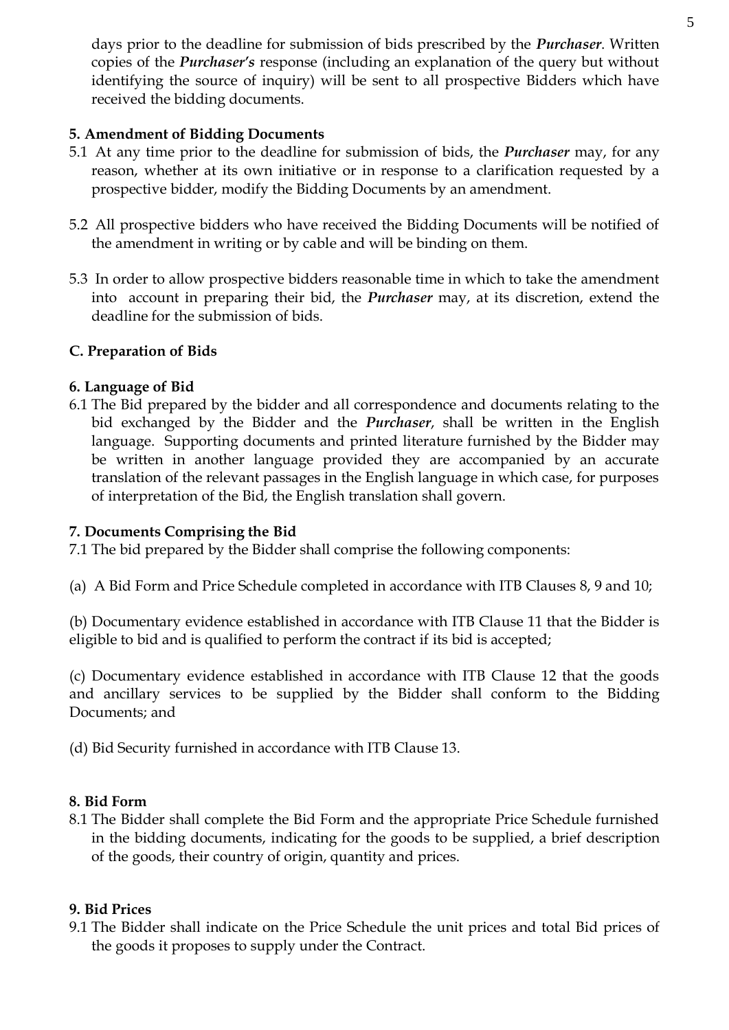days prior to the deadline for submission of bids prescribed by the ***Purchaser***. Written copies of the ***Purchaser's*** response (including an explanation of the query but without identifying the source of inquiry) will be sent to all prospective Bidders which have received the bidding documents.

**5. Amendment of Bidding Documents**

5.1 At any time prior to the deadline for submission of bids, the ***Purchaser*** may, for any reason, whether at its own initiative or in response to a clarification requested by a prospective bidder, modify the Bidding Documents by an amendment.

5.2 All prospective bidders who have received the Bidding Documents will be notified of the amendment in writing or by cable and will be binding on them.

5.3 In order to allow prospective bidders reasonable time in which to take the amendment into account in preparing their bid, the ***Purchaser*** may, at its discretion, extend the deadline for the submission of bids.

**C. Preparation of Bids**

**6. Language of Bid**

6.1 The Bid prepared by the bidder and all correspondence and documents relating to the bid exchanged by the Bidder and the ***Purchaser***, shall be written in the English language. Supporting documents and printed literature furnished by the Bidder may be written in another language provided they are accompanied by an accurate translation of the relevant passages in the English language in which case, for purposes of interpretation of the Bid, the English translation shall govern.

**7. Documents Comprising the Bid**

7.1 The bid prepared by the Bidder shall comprise the following components:

(a) A Bid Form and Price Schedule completed in accordance with ITB Clauses 8, 9 and 10;

(b) Documentary evidence established in accordance with ITB Clause 11 that the Bidder is eligible to bid and is qualified to perform the contract if its bid is accepted;

(c) Documentary evidence established in accordance with ITB Clause 12 that the goods and ancillary services to be supplied by the Bidder shall conform to the Bidding Documents; and

(d) Bid Security furnished in accordance with ITB Clause 13.

**8. Bid Form**

8.1 The Bidder shall complete the Bid Form and the appropriate Price Schedule furnished in the bidding documents, indicating for the goods to be supplied, a brief description of the goods, their country of origin, quantity and prices.

**9. Bid Prices**

9.1 The Bidder shall indicate on the Price Schedule the unit prices and total Bid prices of the goods it proposes to supply under the Contract.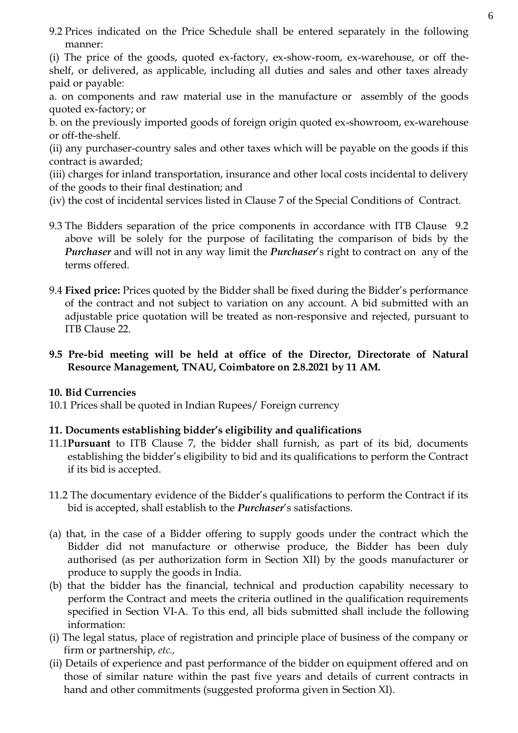9.2 Prices indicated on the Price Schedule shall be entered separately in the following manner:

(i) The price of the goods, quoted ex-factory, ex-show-room, ex-warehouse, or off the-shelf, or delivered, as applicable, including all duties and sales and other taxes already paid or payable:

a. on components and raw material use in the manufacture or assembly of the goods quoted ex-factory; or

b. on the previously imported goods of foreign origin quoted ex-showroom, ex-warehouse or off-the-shelf.

(ii) any purchaser-country sales and other taxes which will be payable on the goods if this contract is awarded;

(iii) charges for inland transportation, insurance and other local costs incidental to delivery of the goods to their final destination; and

(iv) the cost of incidental services listed in Clause 7 of the Special Conditions of Contract.

9.3 The Bidders separation of the price components in accordance with ITB Clause 9.2 above will be solely for the purpose of facilitating the comparison of bids by the ***Purchaser*** and will not in any way limit the ***Purchaser***'s right to contract on any of the terms offered.

9.4 **Fixed price:** Prices quoted by the Bidder shall be fixed during the Bidder's performance of the contract and not subject to variation on any account. A bid submitted with an adjustable price quotation will be treated as non-responsive and rejected, pursuant to ITB Clause 22.

**9.5 Pre-bid meeting will be held at office of the Director, Directorate of Natural Resource Management, TNAU, Coimbatore on 2.8.2021 by 11 AM.**

**10. Bid Currencies**

10.1 Prices shall be quoted in Indian Rupees/ Foreign currency

**11. Documents establishing bidder's eligibility and qualifications**

11.1**Pursuant** to ITB Clause 7, the bidder shall furnish, as part of its bid, documents establishing the bidder's eligibility to bid and its qualifications to perform the Contract if its bid is accepted.

11.2 The documentary evidence of the Bidder's qualifications to perform the Contract if its bid is accepted, shall establish to the ***Purchaser***'s satisfactions.

(a) that, in the case of a Bidder offering to supply goods under the contract which the Bidder did not manufacture or otherwise produce, the Bidder has been duly authorised (as per authorization form in Section XII) by the goods manufacturer or produce to supply the goods in India.

(b) that the bidder has the financial, technical and production capability necessary to perform the Contract and meets the criteria outlined in the qualification requirements specified in Section VI-A. To this end, all bids submitted shall include the following information:

(i) The legal status, place of registration and principle place of business of the company or firm or partnership, *etc.,*

(ii) Details of experience and past performance of the bidder on equipment offered and on those of similar nature within the past five years and details of current contracts in hand and other commitments (suggested proforma given in Section XI).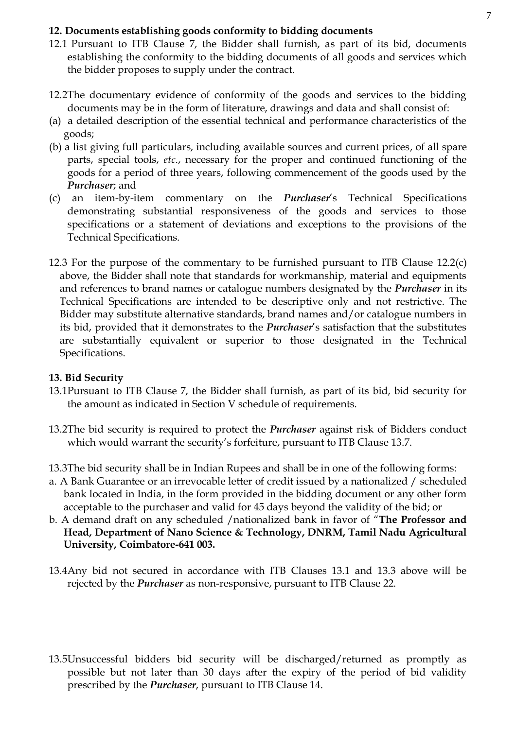**12. Documents establishing goods conformity to bidding documents**

12.1 Pursuant to ITB Clause 7, the Bidder shall furnish, as part of its bid, documents establishing the conformity to the bidding documents of all goods and services which the bidder proposes to supply under the contract.

12.2The documentary evidence of conformity of the goods and services to the bidding documents may be in the form of literature, drawings and data and shall consist of:

(a) a detailed description of the essential technical and performance characteristics of the goods;

(b) a list giving full particulars, including available sources and current prices, of all spare parts, special tools, *etc.*, necessary for the proper and continued functioning of the goods for a period of three years, following commencement of the goods used by the ***Purchaser***; and

(c) an item-by-item commentary on the ***Purchaser***'s Technical Specifications demonstrating substantial responsiveness of the goods and services to those specifications or a statement of deviations and exceptions to the provisions of the Technical Specifications.

12.3 For the purpose of the commentary to be furnished pursuant to ITB Clause 12.2(c) above, the Bidder shall note that standards for workmanship, material and equipments and references to brand names or catalogue numbers designated by the ***Purchaser*** in its Technical Specifications are intended to be descriptive only and not restrictive. The Bidder may substitute alternative standards, brand names and/or catalogue numbers in its bid, provided that it demonstrates to the ***Purchaser***'s satisfaction that the substitutes are substantially equivalent or superior to those designated in the Technical Specifications.

**13. Bid Security**

13.1Pursuant to ITB Clause 7, the Bidder shall furnish, as part of its bid, bid security for the amount as indicated in Section V schedule of requirements.

13.2The bid security is required to protect the ***Purchaser*** against risk of Bidders conduct which would warrant the security's forfeiture, pursuant to ITB Clause 13.7.

13.3The bid security shall be in Indian Rupees and shall be in one of the following forms:

a. A Bank Guarantee or an irrevocable letter of credit issued by a nationalized / scheduled bank located in India, in the form provided in the bidding document or any other form acceptable to the purchaser and valid for 45 days beyond the validity of the bid; or

b. A demand draft on any scheduled /nationalized bank in favor of "**The Professor and Head, Department of Nano Science & Technology, DNRM, Tamil Nadu Agricultural University, Coimbatore-641 003.**

13.4Any bid not secured in accordance with ITB Clauses 13.1 and 13.3 above will be rejected by the ***Purchaser*** as non-responsive, pursuant to ITB Clause 22.

13.5Unsuccessful bidders bid security will be discharged/returned as promptly as possible but not later than 30 days after the expiry of the period of bid validity prescribed by the ***Purchaser***, pursuant to ITB Clause 14.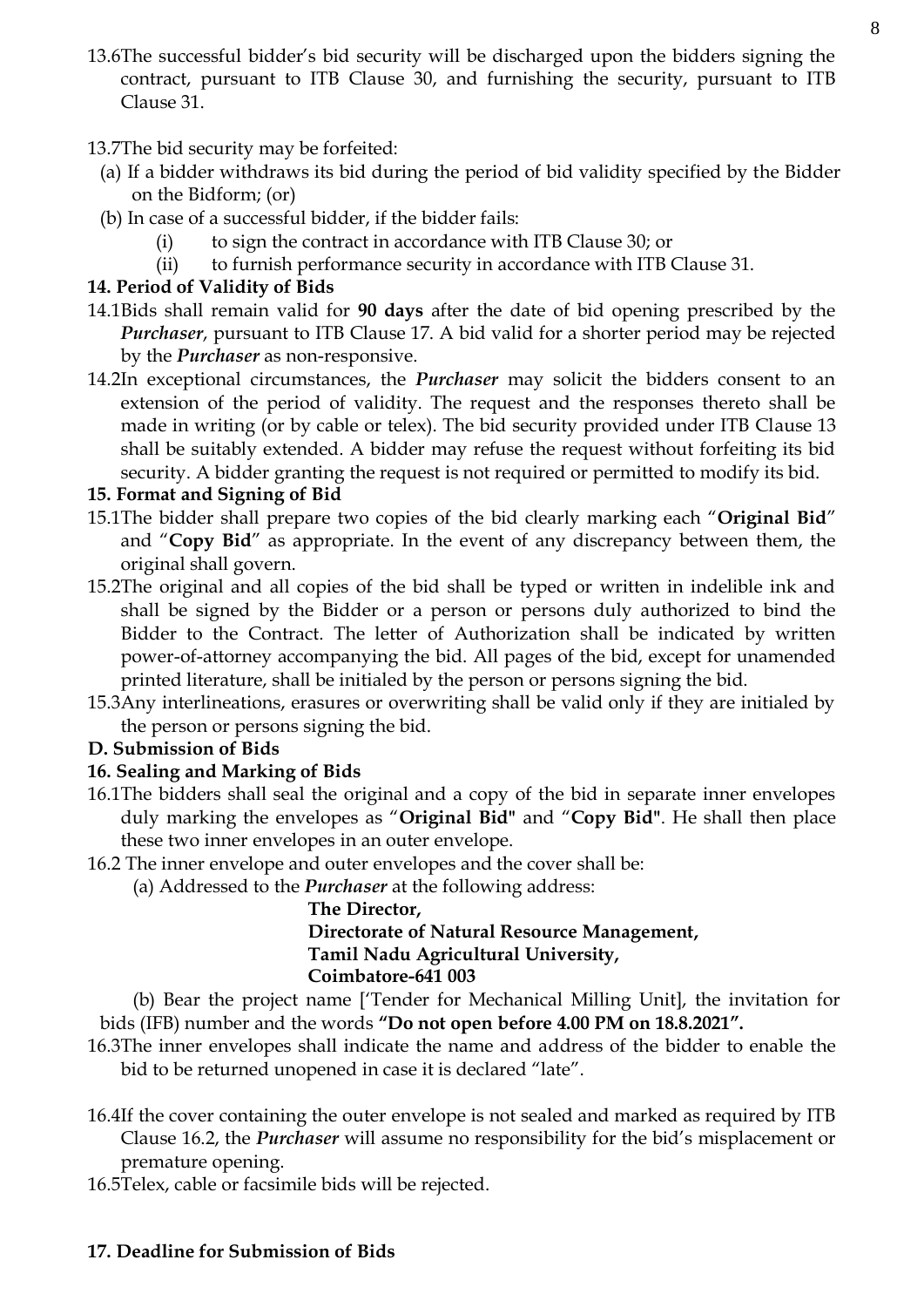13.6The successful bidder's bid security will be discharged upon the bidders signing the contract, pursuant to ITB Clause 30, and furnishing the security, pursuant to ITB Clause 31.

13.7The bid security may be forfeited:

(a) If a bidder withdraws its bid during the period of bid validity specified by the Bidder on the Bidform; (or)

(b) In case of a successful bidder, if the bidder fails:

(i) to sign the contract in accordance with ITB Clause 30; or

(ii) to furnish performance security in accordance with ITB Clause 31.

**14. Period of Validity of Bids**

14.1Bids shall remain valid for **90 days** after the date of bid opening prescribed by the ***Purchaser***, pursuant to ITB Clause 17. A bid valid for a shorter period may be rejected by the ***Purchaser*** as non-responsive.

14.2In exceptional circumstances, the ***Purchaser*** may solicit the bidders consent to an extension of the period of validity. The request and the responses thereto shall be made in writing (or by cable or telex). The bid security provided under ITB Clause 13 shall be suitably extended. A bidder may refuse the request without forfeiting its bid security. A bidder granting the request is not required or permitted to modify its bid.

**15. Format and Signing of Bid**

15.1The bidder shall prepare two copies of the bid clearly marking each "**Original Bid**" and "**Copy Bid**" as appropriate. In the event of any discrepancy between them, the original shall govern.

15.2The original and all copies of the bid shall be typed or written in indelible ink and shall be signed by the Bidder or a person or persons duly authorized to bind the Bidder to the Contract. The letter of Authorization shall be indicated by written power-of-attorney accompanying the bid. All pages of the bid, except for unamended printed literature, shall be initialed by the person or persons signing the bid.

15.3Any interlineations, erasures or overwriting shall be valid only if they are initialed by the person or persons signing the bid.

**D. Submission of Bids**

**16. Sealing and Marking of Bids**

16.1The bidders shall seal the original and a copy of the bid in separate inner envelopes duly marking the envelopes as "**Original Bid"** and "**Copy Bid"**. He shall then place these two inner envelopes in an outer envelope.

16.2 The inner envelope and outer envelopes and the cover shall be:

(a) Addressed to the ***Purchaser*** at the following address:

**The Director,**
**Directorate of Natural Resource Management,**
**Tamil Nadu Agricultural University,**
**Coimbatore-641 003**

(b) Bear the project name ['Tender for Mechanical Milling Unit], the invitation for bids (IFB) number and the words **"Do not open before 4.00 PM on 18.8.2021".**

16.3The inner envelopes shall indicate the name and address of the bidder to enable the bid to be returned unopened in case it is declared "late".

16.4If the cover containing the outer envelope is not sealed and marked as required by ITB Clause 16.2, the ***Purchaser*** will assume no responsibility for the bid's misplacement or premature opening.

16.5Telex, cable or facsimile bids will be rejected.

**17. Deadline for Submission of Bids**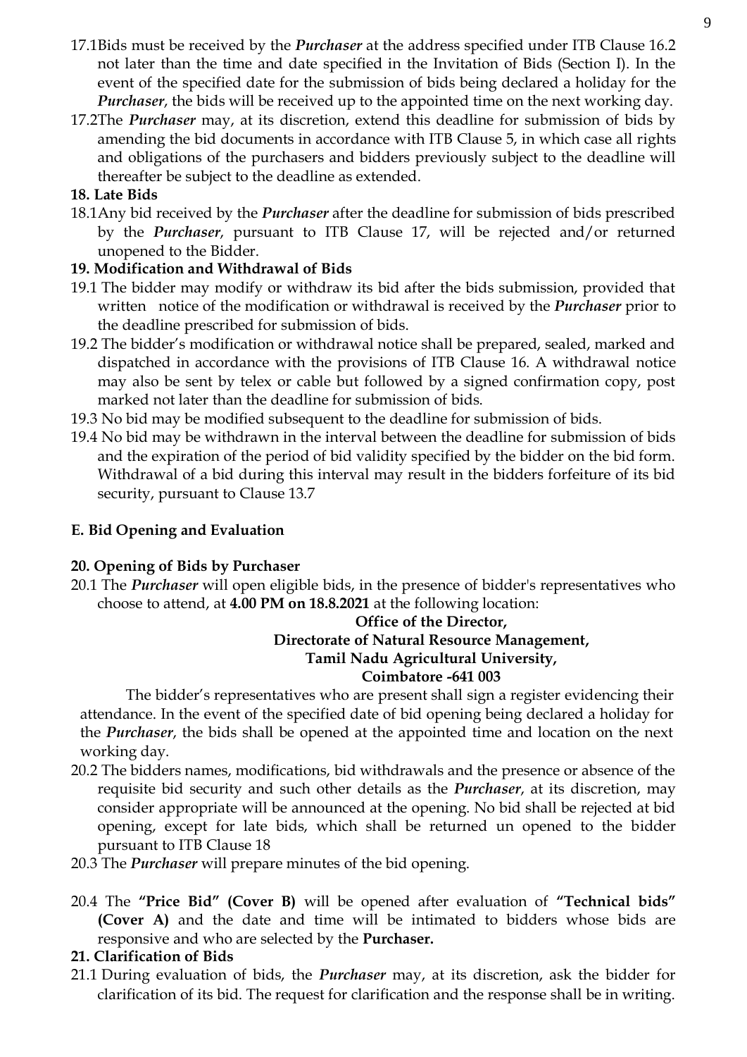17.1Bids must be received by the ***Purchaser*** at the address specified under ITB Clause 16.2 not later than the time and date specified in the Invitation of Bids (Section I). In the event of the specified date for the submission of bids being declared a holiday for the ***Purchaser***, the bids will be received up to the appointed time on the next working day.

17.2The ***Purchaser*** may, at its discretion, extend this deadline for submission of bids by amending the bid documents in accordance with ITB Clause 5, in which case all rights and obligations of the purchasers and bidders previously subject to the deadline will thereafter be subject to the deadline as extended.

**18. Late Bids**

18.1Any bid received by the ***Purchaser*** after the deadline for submission of bids prescribed by the ***Purchaser***, pursuant to ITB Clause 17, will be rejected and/or returned unopened to the Bidder.

**19. Modification and Withdrawal of Bids**

19.1 The bidder may modify or withdraw its bid after the bids submission, provided that written notice of the modification or withdrawal is received by the ***Purchaser*** prior to the deadline prescribed for submission of bids.

19.2 The bidder's modification or withdrawal notice shall be prepared, sealed, marked and dispatched in accordance with the provisions of ITB Clause 16. A withdrawal notice may also be sent by telex or cable but followed by a signed confirmation copy, post marked not later than the deadline for submission of bids.

19.3 No bid may be modified subsequent to the deadline for submission of bids.

19.4 No bid may be withdrawn in the interval between the deadline for submission of bids and the expiration of the period of bid validity specified by the bidder on the bid form. Withdrawal of a bid during this interval may result in the bidders forfeiture of its bid security, pursuant to Clause 13.7

**E. Bid Opening and Evaluation**

**20. Opening of Bids by Purchaser**

20.1 The ***Purchaser*** will open eligible bids, in the presence of bidder's representatives who choose to attend, at **4.00 PM on 18.8.2021** at the following location:

**Office of the Director,**
**Directorate of Natural Resource Management,**
**Tamil Nadu Agricultural University,**
**Coimbatore -641 003**

The bidder's representatives who are present shall sign a register evidencing their attendance. In the event of the specified date of bid opening being declared a holiday for the ***Purchaser***, the bids shall be opened at the appointed time and location on the next working day.

20.2 The bidders names, modifications, bid withdrawals and the presence or absence of the requisite bid security and such other details as the ***Purchaser***, at its discretion, may consider appropriate will be announced at the opening. No bid shall be rejected at bid opening, except for late bids, which shall be returned un opened to the bidder pursuant to ITB Clause 18

20.3 The ***Purchaser*** will prepare minutes of the bid opening.

20.4 The **"Price Bid" (Cover B)** will be opened after evaluation of **"Technical bids" (Cover A)** and the date and time will be intimated to bidders whose bids are responsive and who are selected by the **Purchaser.**

**21. Clarification of Bids**

21.1 During evaluation of bids, the ***Purchaser*** may, at its discretion, ask the bidder for clarification of its bid. The request for clarification and the response shall be in writing.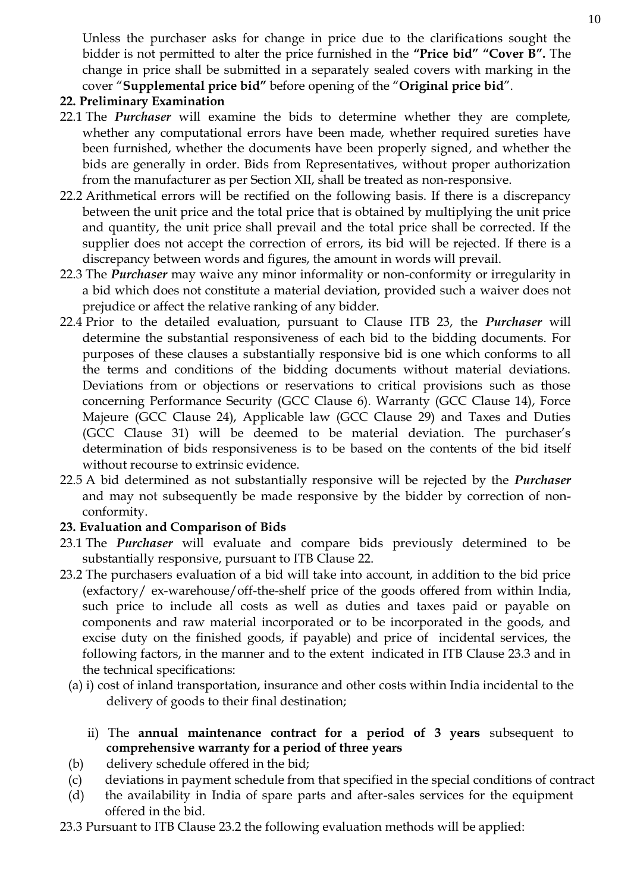Unless the purchaser asks for change in price due to the clarifications sought the bidder is not permitted to alter the price furnished in the **"Price bid" "Cover B".** The change in price shall be submitted in a separately sealed covers with marking in the cover "**Supplemental price bid"** before opening of the "**Original price bid**".

**22. Preliminary Examination**

22.1 The ***Purchaser*** will examine the bids to determine whether they are complete, whether any computational errors have been made, whether required sureties have been furnished, whether the documents have been properly signed, and whether the bids are generally in order. Bids from Representatives, without proper authorization from the manufacturer as per Section XII, shall be treated as non-responsive.

22.2 Arithmetical errors will be rectified on the following basis. If there is a discrepancy between the unit price and the total price that is obtained by multiplying the unit price and quantity, the unit price shall prevail and the total price shall be corrected. If the supplier does not accept the correction of errors, its bid will be rejected. If there is a discrepancy between words and figures, the amount in words will prevail.

22.3 The ***Purchaser*** may waive any minor informality or non-conformity or irregularity in a bid which does not constitute a material deviation, provided such a waiver does not prejudice or affect the relative ranking of any bidder.

22.4 Prior to the detailed evaluation, pursuant to Clause ITB 23, the ***Purchaser*** will determine the substantial responsiveness of each bid to the bidding documents. For purposes of these clauses a substantially responsive bid is one which conforms to all the terms and conditions of the bidding documents without material deviations. Deviations from or objections or reservations to critical provisions such as those concerning Performance Security (GCC Clause 6). Warranty (GCC Clause 14), Force Majeure (GCC Clause 24), Applicable law (GCC Clause 29) and Taxes and Duties (GCC Clause 31) will be deemed to be material deviation. The purchaser's determination of bids responsiveness is to be based on the contents of the bid itself without recourse to extrinsic evidence.

22.5 A bid determined as not substantially responsive will be rejected by the ***Purchaser*** and may not subsequently be made responsive by the bidder by correction of non-conformity.

**23. Evaluation and Comparison of Bids**

23.1 The ***Purchaser*** will evaluate and compare bids previously determined to be substantially responsive, pursuant to ITB Clause 22.

23.2 The purchasers evaluation of a bid will take into account, in addition to the bid price (exfactory/ ex-warehouse/off-the-shelf price of the goods offered from within India, such price to include all costs as well as duties and taxes paid or payable on components and raw material incorporated or to be incorporated in the goods, and excise duty on the finished goods, if payable) and price of incidental services, the following factors, in the manner and to the extent indicated in ITB Clause 23.3 and in the technical specifications:

(a) i) cost of inland transportation, insurance and other costs within India incidental to the delivery of goods to their final destination;

ii) The **annual maintenance contract for a period of 3 years** subsequent to **comprehensive warranty for a period of three years**

(b) delivery schedule offered in the bid;

(c) deviations in payment schedule from that specified in the special conditions of contract

(d) the availability in India of spare parts and after-sales services for the equipment offered in the bid.

23.3 Pursuant to ITB Clause 23.2 the following evaluation methods will be applied: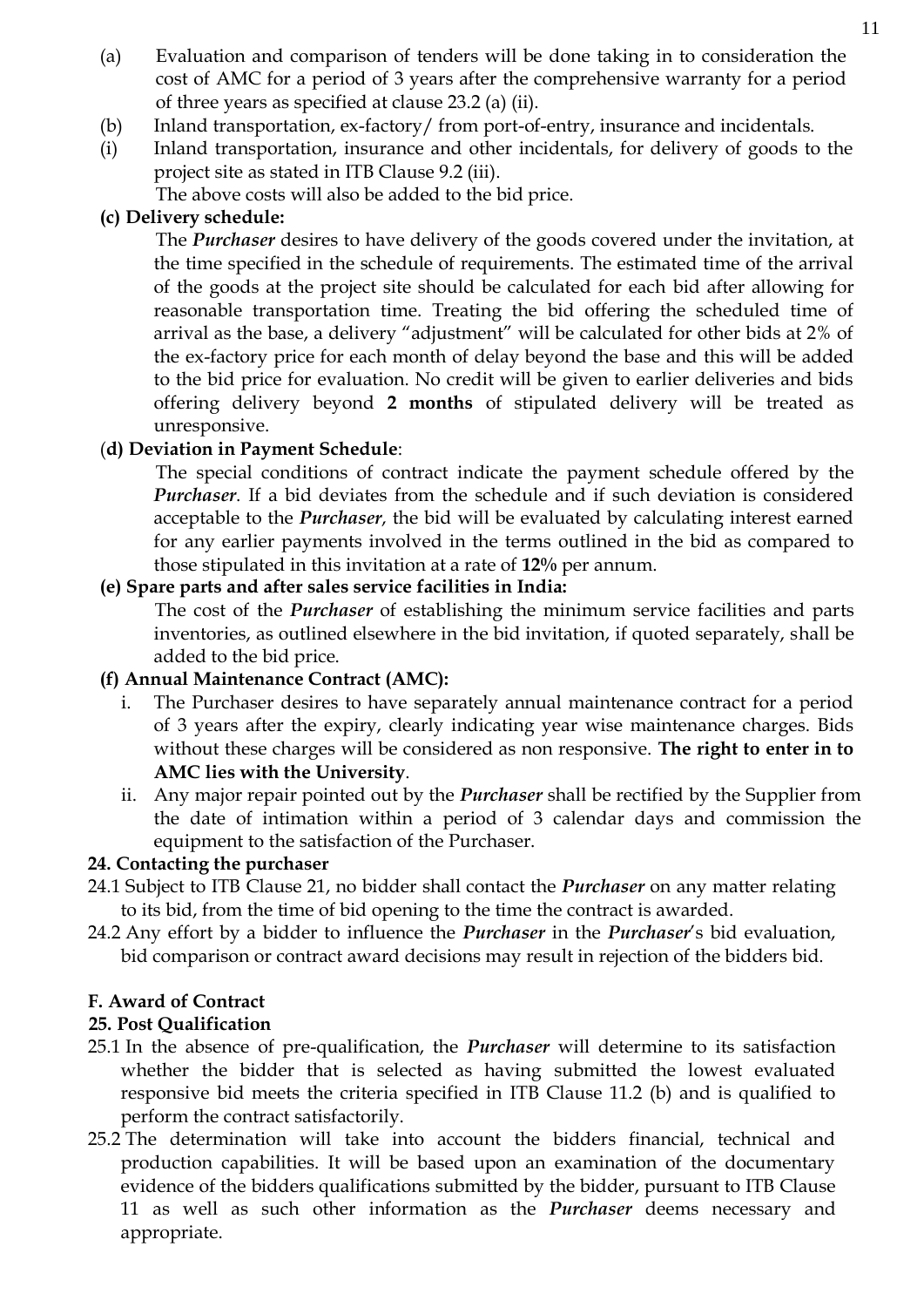(a) Evaluation and comparison of tenders will be done taking in to consideration the cost of AMC for a period of 3 years after the comprehensive warranty for a period of three years as specified at clause 23.2 (a) (ii).

(b) Inland transportation, ex-factory/ from port-of-entry, insurance and incidentals.

(i) Inland transportation, insurance and other incidentals, for delivery of goods to the project site as stated in ITB Clause 9.2 (iii).

The above costs will also be added to the bid price.

**(c) Delivery schedule:**

The ***Purchaser*** desires to have delivery of the goods covered under the invitation, at the time specified in the schedule of requirements. The estimated time of the arrival of the goods at the project site should be calculated for each bid after allowing for reasonable transportation time. Treating the bid offering the scheduled time of arrival as the base, a delivery "adjustment" will be calculated for other bids at 2% of the ex-factory price for each month of delay beyond the base and this will be added to the bid price for evaluation. No credit will be given to earlier deliveries and bids offering delivery beyond **2 months** of stipulated delivery will be treated as unresponsive.

(**d) Deviation in Payment Schedule**:

The special conditions of contract indicate the payment schedule offered by the ***Purchaser***. If a bid deviates from the schedule and if such deviation is considered acceptable to the ***Purchaser***, the bid will be evaluated by calculating interest earned for any earlier payments involved in the terms outlined in the bid as compared to those stipulated in this invitation at a rate of **12%** per annum.

**(e) Spare parts and after sales service facilities in India:**

The cost of the ***Purchaser*** of establishing the minimum service facilities and parts inventories, as outlined elsewhere in the bid invitation, if quoted separately, shall be added to the bid price.

**(f) Annual Maintenance Contract (AMC):**

i. The Purchaser desires to have separately annual maintenance contract for a period of 3 years after the expiry, clearly indicating year wise maintenance charges. Bids without these charges will be considered as non responsive. **The right to enter in to AMC lies with the University**.

ii. Any major repair pointed out by the ***Purchaser*** shall be rectified by the Supplier from the date of intimation within a period of 3 calendar days and commission the equipment to the satisfaction of the Purchaser.

**24. Contacting the purchaser**

24.1 Subject to ITB Clause 21, no bidder shall contact the ***Purchaser*** on any matter relating to its bid, from the time of bid opening to the time the contract is awarded.

24.2 Any effort by a bidder to influence the ***Purchaser*** in the ***Purchaser***'s bid evaluation, bid comparison or contract award decisions may result in rejection of the bidders bid.

**F. Award of Contract**

**25. Post Qualification**

25.1 In the absence of pre-qualification, the ***Purchaser*** will determine to its satisfaction whether the bidder that is selected as having submitted the lowest evaluated responsive bid meets the criteria specified in ITB Clause 11.2 (b) and is qualified to perform the contract satisfactorily.

25.2 The determination will take into account the bidders financial, technical and production capabilities. It will be based upon an examination of the documentary evidence of the bidders qualifications submitted by the bidder, pursuant to ITB Clause 11 as well as such other information as the ***Purchaser*** deems necessary and appropriate.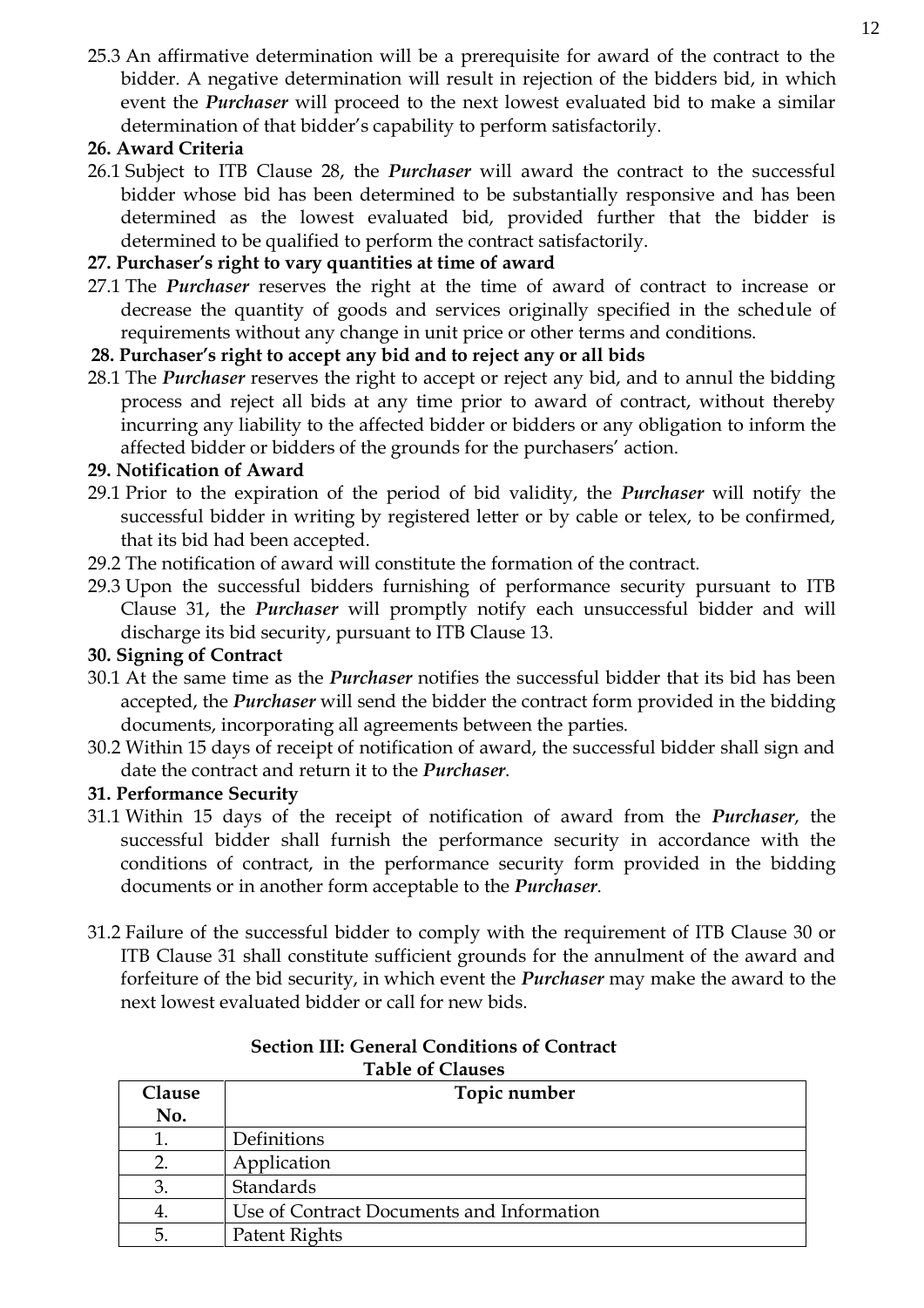25.3 An affirmative determination will be a prerequisite for award of the contract to the bidder. A negative determination will result in rejection of the bidders bid, in which event the ***Purchaser*** will proceed to the next lowest evaluated bid to make a similar determination of that bidder's capability to perform satisfactorily.

**26. Award Criteria**

26.1 Subject to ITB Clause 28, the ***Purchaser*** will award the contract to the successful bidder whose bid has been determined to be substantially responsive and has been determined as the lowest evaluated bid, provided further that the bidder is determined to be qualified to perform the contract satisfactorily.

**27. Purchaser's right to vary quantities at time of award**

27.1 The ***Purchaser*** reserves the right at the time of award of contract to increase or decrease the quantity of goods and services originally specified in the schedule of requirements without any change in unit price or other terms and conditions.

**28. Purchaser's right to accept any bid and to reject any or all bids**

28.1 The ***Purchaser*** reserves the right to accept or reject any bid, and to annul the bidding process and reject all bids at any time prior to award of contract, without thereby incurring any liability to the affected bidder or bidders or any obligation to inform the affected bidder or bidders of the grounds for the purchasers' action.

**29. Notification of Award**

29.1 Prior to the expiration of the period of bid validity, the ***Purchaser*** will notify the successful bidder in writing by registered letter or by cable or telex, to be confirmed, that its bid had been accepted.

29.2 The notification of award will constitute the formation of the contract.

29.3 Upon the successful bidders furnishing of performance security pursuant to ITB Clause 31, the ***Purchaser*** will promptly notify each unsuccessful bidder and will discharge its bid security, pursuant to ITB Clause 13.

**30. Signing of Contract**

30.1 At the same time as the ***Purchaser*** notifies the successful bidder that its bid has been accepted, the ***Purchaser*** will send the bidder the contract form provided in the bidding documents, incorporating all agreements between the parties.

30.2 Within 15 days of receipt of notification of award, the successful bidder shall sign and date the contract and return it to the ***Purchaser***.

**31. Performance Security**

31.1 Within 15 days of the receipt of notification of award from the ***Purchaser***, the successful bidder shall furnish the performance security in accordance with the conditions of contract, in the performance security form provided in the bidding documents or in another form acceptable to the ***Purchaser***.

31.2 Failure of the successful bidder to comply with the requirement of ITB Clause 30 or ITB Clause 31 shall constitute sufficient grounds for the annulment of the award and forfeiture of the bid security, in which event the ***Purchaser*** may make the award to the next lowest evaluated bidder or call for new bids.

## Section III: General Conditions of Contract

**Table of Clauses**

| Clause No. | Topic number |
|---|---|
| 1. | Definitions |
| 2. | Application |
| 3. | Standards |
| 4. | Use of Contract Documents and Information |
| 5. | Patent Rights |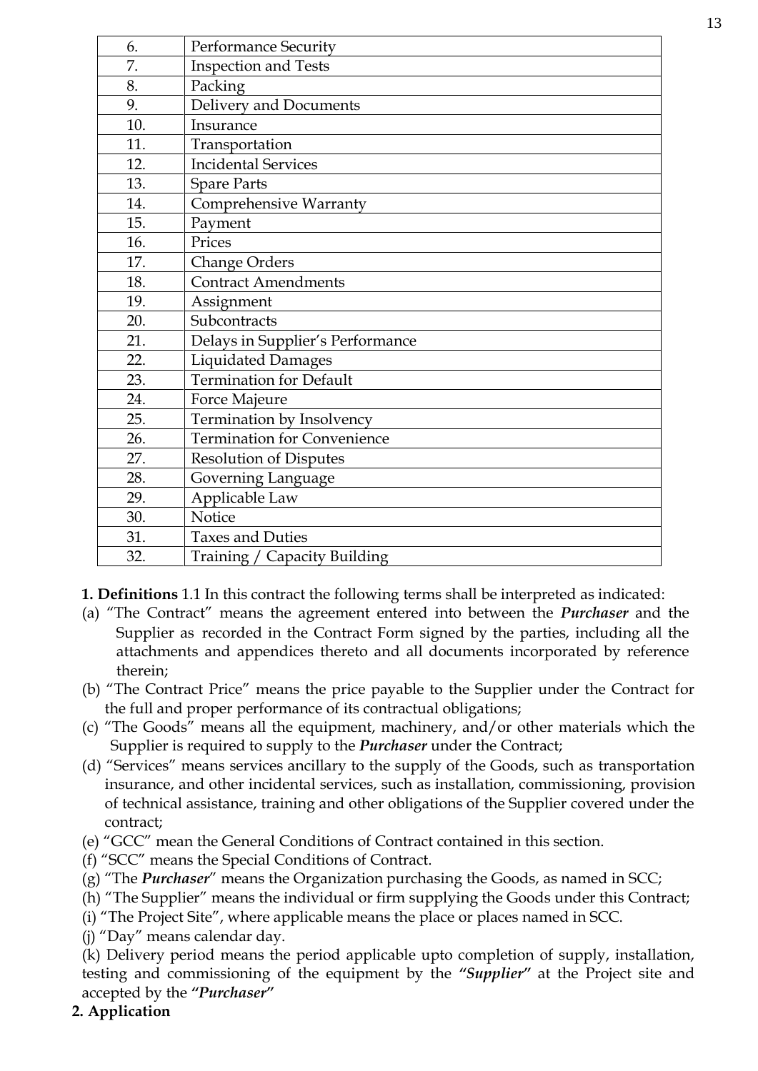| | |
|---|---|
| 6. | Performance Security |
| 7. | Inspection and Tests |
| 8. | Packing |
| 9. | Delivery and Documents |
| 10. | Insurance |
| 11. | Transportation |
| 12. | Incidental Services |
| 13. | Spare Parts |
| 14. | Comprehensive Warranty |
| 15. | Payment |
| 16. | Prices |
| 17. | Change Orders |
| 18. | Contract Amendments |
| 19. | Assignment |
| 20. | Subcontracts |
| 21. | Delays in Supplier's Performance |
| 22. | Liquidated Damages |
| 23. | Termination for Default |
| 24. | Force Majeure |
| 25. | Termination by Insolvency |
| 26. | Termination for Convenience |
| 27. | Resolution of Disputes |
| 28. | Governing Language |
| 29. | Applicable Law |
| 30. | Notice |
| 31. | Taxes and Duties |
| 32. | Training / Capacity Building |

**1. Definitions** 1.1 In this contract the following terms shall be interpreted as indicated:

(a) "The Contract" means the agreement entered into between the ***Purchaser*** and the Supplier as recorded in the Contract Form signed by the parties, including all the attachments and appendices thereto and all documents incorporated by reference therein;

(b) "The Contract Price" means the price payable to the Supplier under the Contract for the full and proper performance of its contractual obligations;

(c) "The Goods" means all the equipment, machinery, and/or other materials which the Supplier is required to supply to the ***Purchaser*** under the Contract;

(d) "Services" means services ancillary to the supply of the Goods, such as transportation insurance, and other incidental services, such as installation, commissioning, provision of technical assistance, training and other obligations of the Supplier covered under the contract;

(e) "GCC" mean the General Conditions of Contract contained in this section.

(f) "SCC" means the Special Conditions of Contract.

(g) "The ***Purchaser***" means the Organization purchasing the Goods, as named in SCC;

(h) "The Supplier" means the individual or firm supplying the Goods under this Contract;

(i) "The Project Site", where applicable means the place or places named in SCC.

(j) "Day" means calendar day.

(k) Delivery period means the period applicable upto completion of supply, installation, testing and commissioning of the equipment by the ***"Supplier"*** at the Project site and accepted by the ***"Purchaser"***

**2. Application**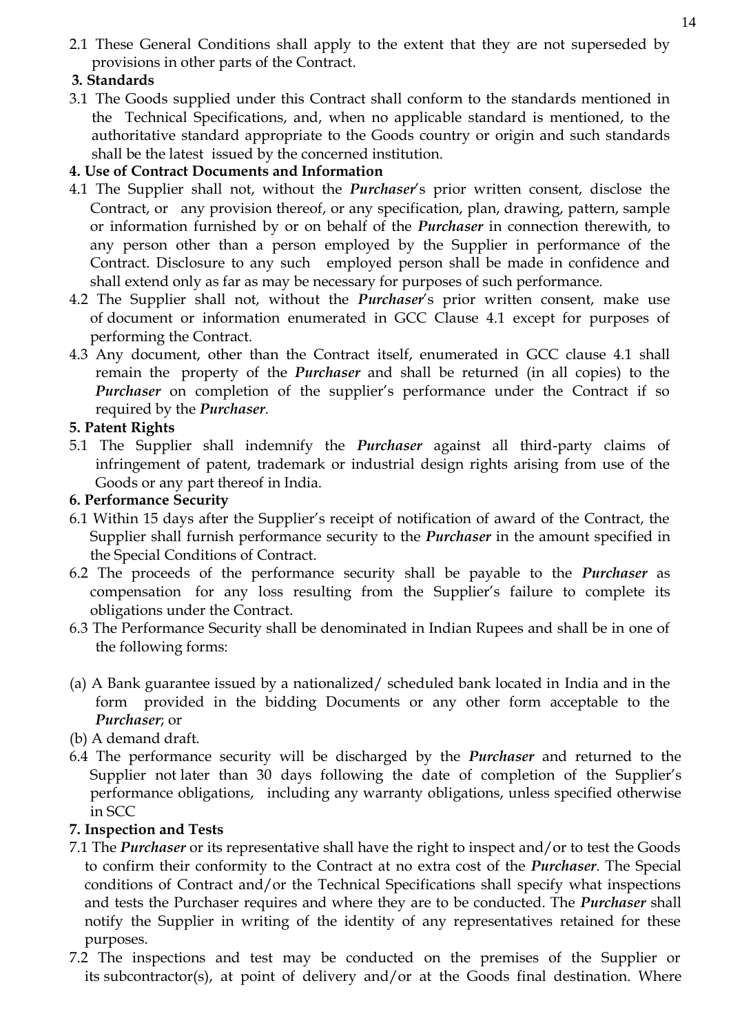2.1 These General Conditions shall apply to the extent that they are not superseded by provisions in other parts of the Contract.

**3. Standards**

3.1 The Goods supplied under this Contract shall conform to the standards mentioned in the Technical Specifications, and, when no applicable standard is mentioned, to the authoritative standard appropriate to the Goods country or origin and such standards shall be the latest issued by the concerned institution.

**4. Use of Contract Documents and Information**

4.1 The Supplier shall not, without the ***Purchaser***'s prior written consent, disclose the Contract, or any provision thereof, or any specification, plan, drawing, pattern, sample or information furnished by or on behalf of the ***Purchaser*** in connection therewith, to any person other than a person employed by the Supplier in performance of the Contract. Disclosure to any such employed person shall be made in confidence and shall extend only as far as may be necessary for purposes of such performance.

4.2 The Supplier shall not, without the ***Purchaser***'s prior written consent, make use of document or information enumerated in GCC Clause 4.1 except for purposes of performing the Contract.

4.3 Any document, other than the Contract itself, enumerated in GCC clause 4.1 shall remain the property of the ***Purchaser*** and shall be returned (in all copies) to the ***Purchaser*** on completion of the supplier's performance under the Contract if so required by the ***Purchaser***.

**5. Patent Rights**

5.1 The Supplier shall indemnify the ***Purchaser*** against all third-party claims of infringement of patent, trademark or industrial design rights arising from use of the Goods or any part thereof in India.

**6. Performance Security**

6.1 Within 15 days after the Supplier's receipt of notification of award of the Contract, the Supplier shall furnish performance security to the ***Purchaser*** in the amount specified in the Special Conditions of Contract.

6.2 The proceeds of the performance security shall be payable to the ***Purchaser*** as compensation for any loss resulting from the Supplier's failure to complete its obligations under the Contract.

6.3 The Performance Security shall be denominated in Indian Rupees and shall be in one of the following forms:

(a) A Bank guarantee issued by a nationalized/ scheduled bank located in India and in the form provided in the bidding Documents or any other form acceptable to the ***Purchaser***; or

(b) A demand draft.

6.4 The performance security will be discharged by the ***Purchaser*** and returned to the Supplier not later than 30 days following the date of completion of the Supplier's performance obligations, including any warranty obligations, unless specified otherwise in SCC

**7. Inspection and Tests**

7.1 The ***Purchaser*** or its representative shall have the right to inspect and/or to test the Goods to confirm their conformity to the Contract at no extra cost of the ***Purchaser***. The Special conditions of Contract and/or the Technical Specifications shall specify what inspections and tests the Purchaser requires and where they are to be conducted. The ***Purchaser*** shall notify the Supplier in writing of the identity of any representatives retained for these purposes.

7.2 The inspections and test may be conducted on the premises of the Supplier or its subcontractor(s), at point of delivery and/or at the Goods final destination. Where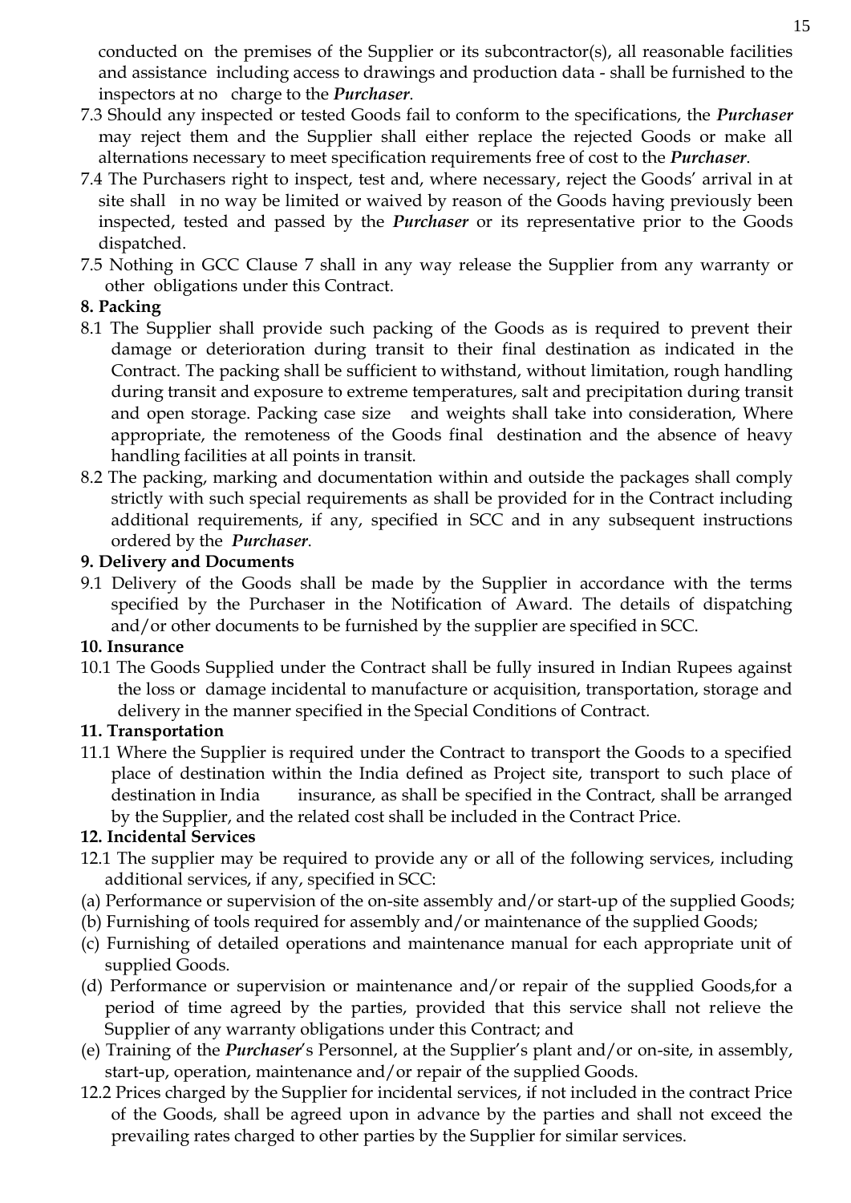conducted on the premises of the Supplier or its subcontractor(s), all reasonable facilities and assistance including access to drawings and production data - shall be furnished to the inspectors at no charge to the ***Purchaser***.

7.3 Should any inspected or tested Goods fail to conform to the specifications, the ***Purchaser*** may reject them and the Supplier shall either replace the rejected Goods or make all alternations necessary to meet specification requirements free of cost to the ***Purchaser***.

7.4 The Purchasers right to inspect, test and, where necessary, reject the Goods' arrival in at site shall in no way be limited or waived by reason of the Goods having previously been inspected, tested and passed by the ***Purchaser*** or its representative prior to the Goods dispatched.

7.5 Nothing in GCC Clause 7 shall in any way release the Supplier from any warranty or other obligations under this Contract.

**8. Packing**

8.1 The Supplier shall provide such packing of the Goods as is required to prevent their damage or deterioration during transit to their final destination as indicated in the Contract. The packing shall be sufficient to withstand, without limitation, rough handling during transit and exposure to extreme temperatures, salt and precipitation during transit and open storage. Packing case size and weights shall take into consideration, Where appropriate, the remoteness of the Goods final destination and the absence of heavy handling facilities at all points in transit.

8.2 The packing, marking and documentation within and outside the packages shall comply strictly with such special requirements as shall be provided for in the Contract including additional requirements, if any, specified in SCC and in any subsequent instructions ordered by the ***Purchaser***.

**9. Delivery and Documents**

9.1 Delivery of the Goods shall be made by the Supplier in accordance with the terms specified by the Purchaser in the Notification of Award. The details of dispatching and/or other documents to be furnished by the supplier are specified in SCC.

**10. Insurance**

10.1 The Goods Supplied under the Contract shall be fully insured in Indian Rupees against the loss or damage incidental to manufacture or acquisition, transportation, storage and delivery in the manner specified in the Special Conditions of Contract.

**11. Transportation**

11.1 Where the Supplier is required under the Contract to transport the Goods to a specified place of destination within the India defined as Project site, transport to such place of destination in India insurance, as shall be specified in the Contract, shall be arranged by the Supplier, and the related cost shall be included in the Contract Price.

**12. Incidental Services**

12.1 The supplier may be required to provide any or all of the following services, including additional services, if any, specified in SCC:

(a) Performance or supervision of the on-site assembly and/or start-up of the supplied Goods;

(b) Furnishing of tools required for assembly and/or maintenance of the supplied Goods;

(c) Furnishing of detailed operations and maintenance manual for each appropriate unit of supplied Goods.

(d) Performance or supervision or maintenance and/or repair of the supplied Goods,for a period of time agreed by the parties, provided that this service shall not relieve the Supplier of any warranty obligations under this Contract; and

(e) Training of the ***Purchaser***'s Personnel, at the Supplier's plant and/or on-site, in assembly, start-up, operation, maintenance and/or repair of the supplied Goods.

12.2 Prices charged by the Supplier for incidental services, if not included in the contract Price of the Goods, shall be agreed upon in advance by the parties and shall not exceed the prevailing rates charged to other parties by the Supplier for similar services.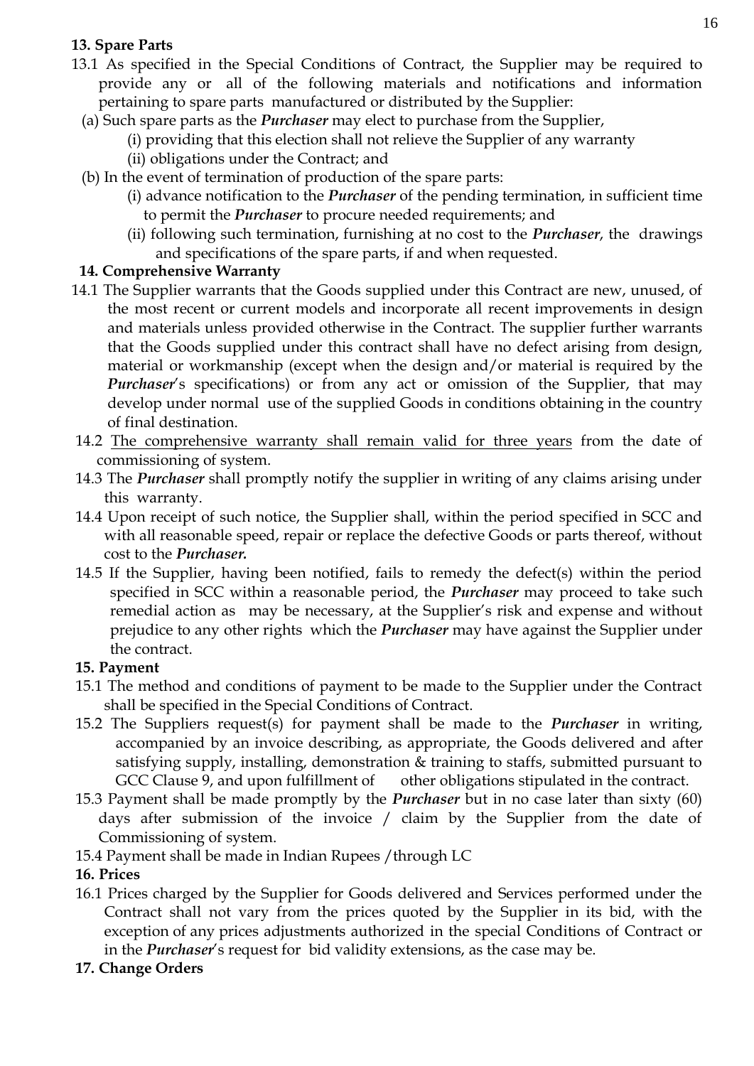**13. Spare Parts**

13.1 As specified in the Special Conditions of Contract, the Supplier may be required to provide any or all of the following materials and notifications and information pertaining to spare parts manufactured or distributed by the Supplier:

(a) Such spare parts as the ***Purchaser*** may elect to purchase from the Supplier,

(i) providing that this election shall not relieve the Supplier of any warranty

(ii) obligations under the Contract; and

(b) In the event of termination of production of the spare parts:

(i) advance notification to the ***Purchaser*** of the pending termination, in sufficient time to permit the ***Purchaser*** to procure needed requirements; and

(ii) following such termination, furnishing at no cost to the ***Purchaser***, the drawings and specifications of the spare parts, if and when requested.

**14. Comprehensive Warranty**

14.1 The Supplier warrants that the Goods supplied under this Contract are new, unused, of the most recent or current models and incorporate all recent improvements in design and materials unless provided otherwise in the Contract. The supplier further warrants that the Goods supplied under this contract shall have no defect arising from design, material or workmanship (except when the design and/or material is required by the ***Purchaser***'s specifications) or from any act or omission of the Supplier, that may develop under normal use of the supplied Goods in conditions obtaining in the country of final destination.

14.2 <u>The comprehensive warranty shall remain valid for three years</u> from the date of commissioning of system.

14.3 The ***Purchaser*** shall promptly notify the supplier in writing of any claims arising under this warranty.

14.4 Upon receipt of such notice, the Supplier shall, within the period specified in SCC and with all reasonable speed, repair or replace the defective Goods or parts thereof, without cost to the ***Purchaser.***

14.5 If the Supplier, having been notified, fails to remedy the defect(s) within the period specified in SCC within a reasonable period, the ***Purchaser*** may proceed to take such remedial action as may be necessary, at the Supplier's risk and expense and without prejudice to any other rights which the ***Purchaser*** may have against the Supplier under the contract.

**15. Payment**

15.1 The method and conditions of payment to be made to the Supplier under the Contract shall be specified in the Special Conditions of Contract.

15.2 The Suppliers request(s) for payment shall be made to the ***Purchaser*** in writing, accompanied by an invoice describing, as appropriate, the Goods delivered and after satisfying supply, installing, demonstration & training to staffs, submitted pursuant to GCC Clause 9, and upon fulfillment of other obligations stipulated in the contract.

15.3 Payment shall be made promptly by the ***Purchaser*** but in no case later than sixty (60) days after submission of the invoice / claim by the Supplier from the date of Commissioning of system.

15.4 Payment shall be made in Indian Rupees /through LC

**16. Prices**

16.1 Prices charged by the Supplier for Goods delivered and Services performed under the Contract shall not vary from the prices quoted by the Supplier in its bid, with the exception of any prices adjustments authorized in the special Conditions of Contract or in the ***Purchaser***'s request for bid validity extensions, as the case may be.

**17. Change Orders**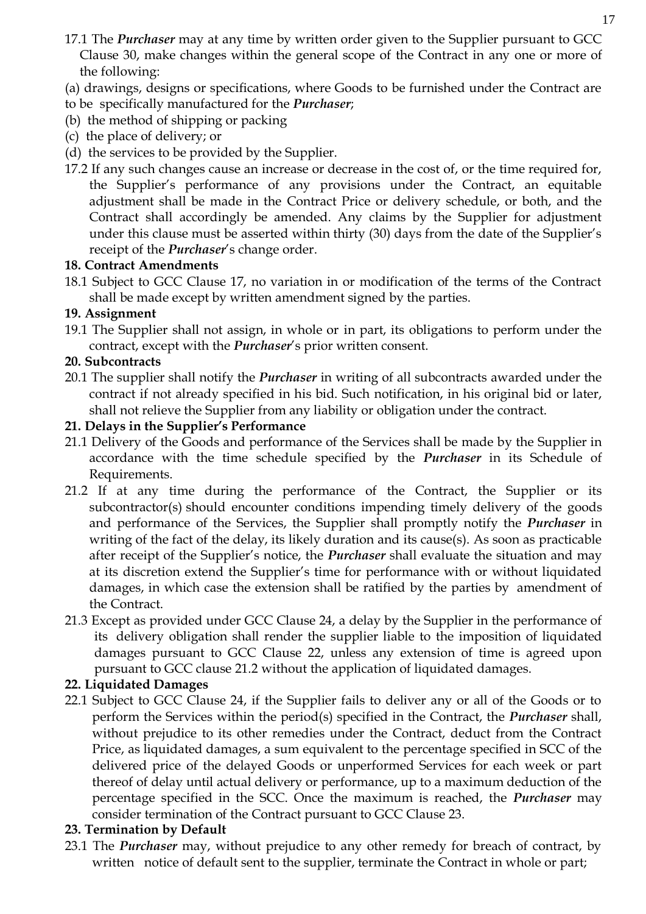17.1 The ***Purchaser*** may at any time by written order given to the Supplier pursuant to GCC Clause 30, make changes within the general scope of the Contract in any one or more of the following:

(a) drawings, designs or specifications, where Goods to be furnished under the Contract are to be specifically manufactured for the ***Purchaser***;

(b) the method of shipping or packing

(c) the place of delivery; or

(d) the services to be provided by the Supplier.

17.2 If any such changes cause an increase or decrease in the cost of, or the time required for, the Supplier's performance of any provisions under the Contract, an equitable adjustment shall be made in the Contract Price or delivery schedule, or both, and the Contract shall accordingly be amended. Any claims by the Supplier for adjustment under this clause must be asserted within thirty (30) days from the date of the Supplier's receipt of the ***Purchaser***'s change order.

**18. Contract Amendments**

18.1 Subject to GCC Clause 17, no variation in or modification of the terms of the Contract shall be made except by written amendment signed by the parties.

**19. Assignment**

19.1 The Supplier shall not assign, in whole or in part, its obligations to perform under the contract, except with the ***Purchaser***'s prior written consent.

**20. Subcontracts**

20.1 The supplier shall notify the ***Purchaser*** in writing of all subcontracts awarded under the contract if not already specified in his bid. Such notification, in his original bid or later, shall not relieve the Supplier from any liability or obligation under the contract.

**21. Delays in the Supplier's Performance**

21.1 Delivery of the Goods and performance of the Services shall be made by the Supplier in accordance with the time schedule specified by the ***Purchaser*** in its Schedule of Requirements.

21.2 If at any time during the performance of the Contract, the Supplier or its subcontractor(s) should encounter conditions impending timely delivery of the goods and performance of the Services, the Supplier shall promptly notify the ***Purchaser*** in writing of the fact of the delay, its likely duration and its cause(s). As soon as practicable after receipt of the Supplier's notice, the ***Purchaser*** shall evaluate the situation and may at its discretion extend the Supplier's time for performance with or without liquidated damages, in which case the extension shall be ratified by the parties by amendment of the Contract.

21.3 Except as provided under GCC Clause 24, a delay by the Supplier in the performance of its delivery obligation shall render the supplier liable to the imposition of liquidated damages pursuant to GCC Clause 22, unless any extension of time is agreed upon pursuant to GCC clause 21.2 without the application of liquidated damages.

**22. Liquidated Damages**

22.1 Subject to GCC Clause 24, if the Supplier fails to deliver any or all of the Goods or to perform the Services within the period(s) specified in the Contract, the ***Purchaser*** shall, without prejudice to its other remedies under the Contract, deduct from the Contract Price, as liquidated damages, a sum equivalent to the percentage specified in SCC of the delivered price of the delayed Goods or unperformed Services for each week or part thereof of delay until actual delivery or performance, up to a maximum deduction of the percentage specified in the SCC. Once the maximum is reached, the ***Purchaser*** may consider termination of the Contract pursuant to GCC Clause 23.

**23. Termination by Default**

23.1 The ***Purchaser*** may, without prejudice to any other remedy for breach of contract, by written notice of default sent to the supplier, terminate the Contract in whole or part;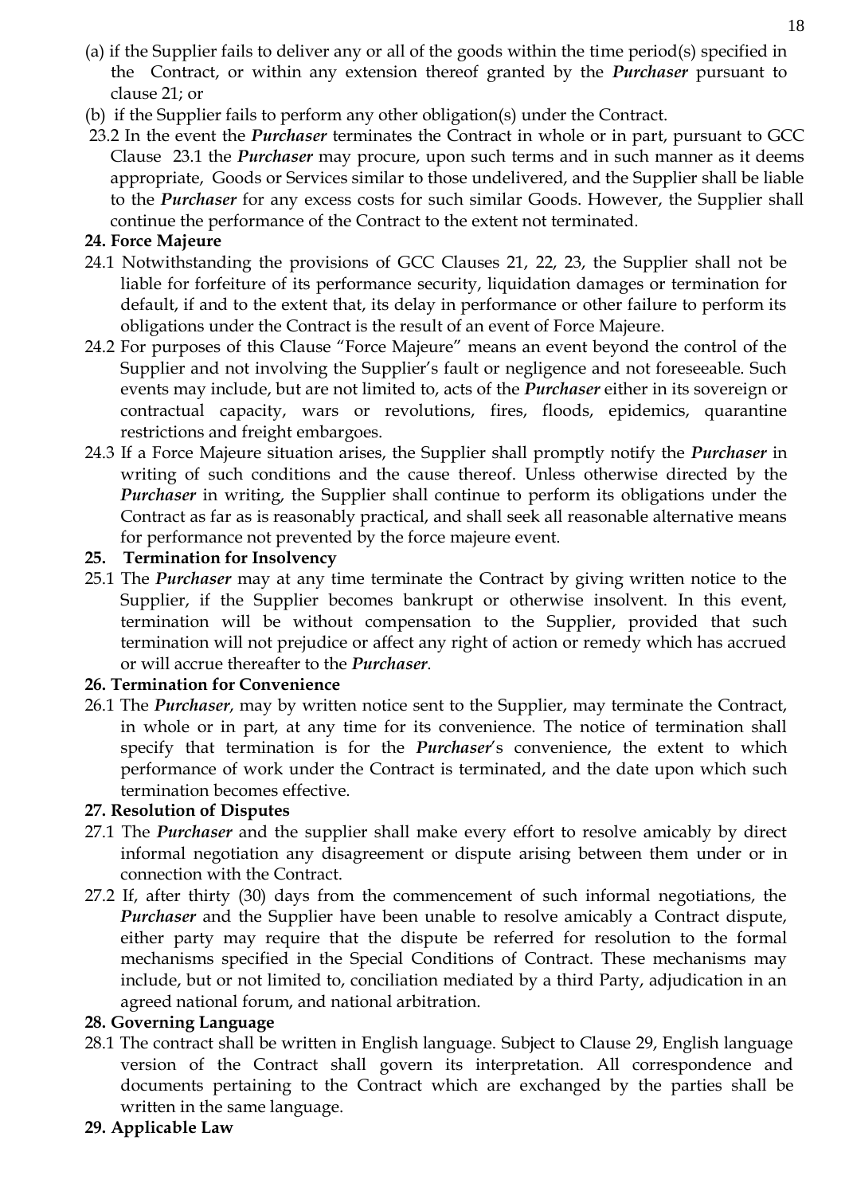(a) if the Supplier fails to deliver any or all of the goods within the time period(s) specified in the Contract, or within any extension thereof granted by the ***Purchaser*** pursuant to clause 21; or

(b) if the Supplier fails to perform any other obligation(s) under the Contract.

23.2 In the event the ***Purchaser*** terminates the Contract in whole or in part, pursuant to GCC Clause 23.1 the ***Purchaser*** may procure, upon such terms and in such manner as it deems appropriate, Goods or Services similar to those undelivered, and the Supplier shall be liable to the ***Purchaser*** for any excess costs for such similar Goods. However, the Supplier shall continue the performance of the Contract to the extent not terminated.

**24. Force Majeure**

24.1 Notwithstanding the provisions of GCC Clauses 21, 22, 23, the Supplier shall not be liable for forfeiture of its performance security, liquidation damages or termination for default, if and to the extent that, its delay in performance or other failure to perform its obligations under the Contract is the result of an event of Force Majeure.

24.2 For purposes of this Clause "Force Majeure" means an event beyond the control of the Supplier and not involving the Supplier's fault or negligence and not foreseeable. Such events may include, but are not limited to, acts of the ***Purchaser*** either in its sovereign or contractual capacity, wars or revolutions, fires, floods, epidemics, quarantine restrictions and freight embargoes.

24.3 If a Force Majeure situation arises, the Supplier shall promptly notify the ***Purchaser*** in writing of such conditions and the cause thereof. Unless otherwise directed by the ***Purchaser*** in writing, the Supplier shall continue to perform its obligations under the Contract as far as is reasonably practical, and shall seek all reasonable alternative means for performance not prevented by the force majeure event.

**25. Termination for Insolvency**

25.1 The ***Purchaser*** may at any time terminate the Contract by giving written notice to the Supplier, if the Supplier becomes bankrupt or otherwise insolvent. In this event, termination will be without compensation to the Supplier, provided that such termination will not prejudice or affect any right of action or remedy which has accrued or will accrue thereafter to the ***Purchaser***.

**26. Termination for Convenience**

26.1 The ***Purchaser***, may by written notice sent to the Supplier, may terminate the Contract, in whole or in part, at any time for its convenience. The notice of termination shall specify that termination is for the ***Purchaser***'s convenience, the extent to which performance of work under the Contract is terminated, and the date upon which such termination becomes effective.

**27. Resolution of Disputes**

27.1 The ***Purchaser*** and the supplier shall make every effort to resolve amicably by direct informal negotiation any disagreement or dispute arising between them under or in connection with the Contract.

27.2 If, after thirty (30) days from the commencement of such informal negotiations, the ***Purchaser*** and the Supplier have been unable to resolve amicably a Contract dispute, either party may require that the dispute be referred for resolution to the formal mechanisms specified in the Special Conditions of Contract. These mechanisms may include, but or not limited to, conciliation mediated by a third Party, adjudication in an agreed national forum, and national arbitration.

**28. Governing Language**

28.1 The contract shall be written in English language. Subject to Clause 29, English language version of the Contract shall govern its interpretation. All correspondence and documents pertaining to the Contract which are exchanged by the parties shall be written in the same language.

**29. Applicable Law**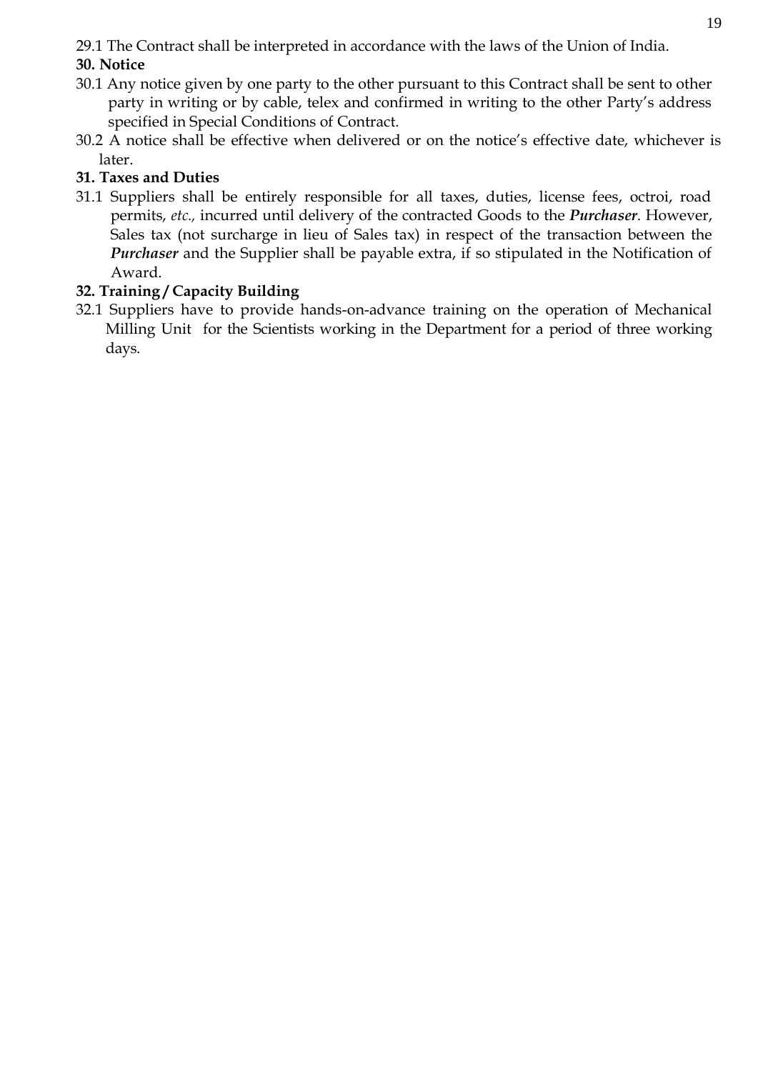29.1 The Contract shall be interpreted in accordance with the laws of the Union of India.

**30. Notice**

30.1 Any notice given by one party to the other pursuant to this Contract shall be sent to other party in writing or by cable, telex and confirmed in writing to the other Party's address specified in Special Conditions of Contract.

30.2 A notice shall be effective when delivered or on the notice's effective date, whichever is later.

**31. Taxes and Duties**

31.1 Suppliers shall be entirely responsible for all taxes, duties, license fees, octroi, road permits, *etc.,* incurred until delivery of the contracted Goods to the ***Purchaser***. However, Sales tax (not surcharge in lieu of Sales tax) in respect of the transaction between the ***Purchaser*** and the Supplier shall be payable extra, if so stipulated in the Notification of Award.

**32. Training / Capacity Building**

32.1 Suppliers have to provide hands-on-advance training on the operation of Mechanical Milling Unit for the Scientists working in the Department for a period of three working days.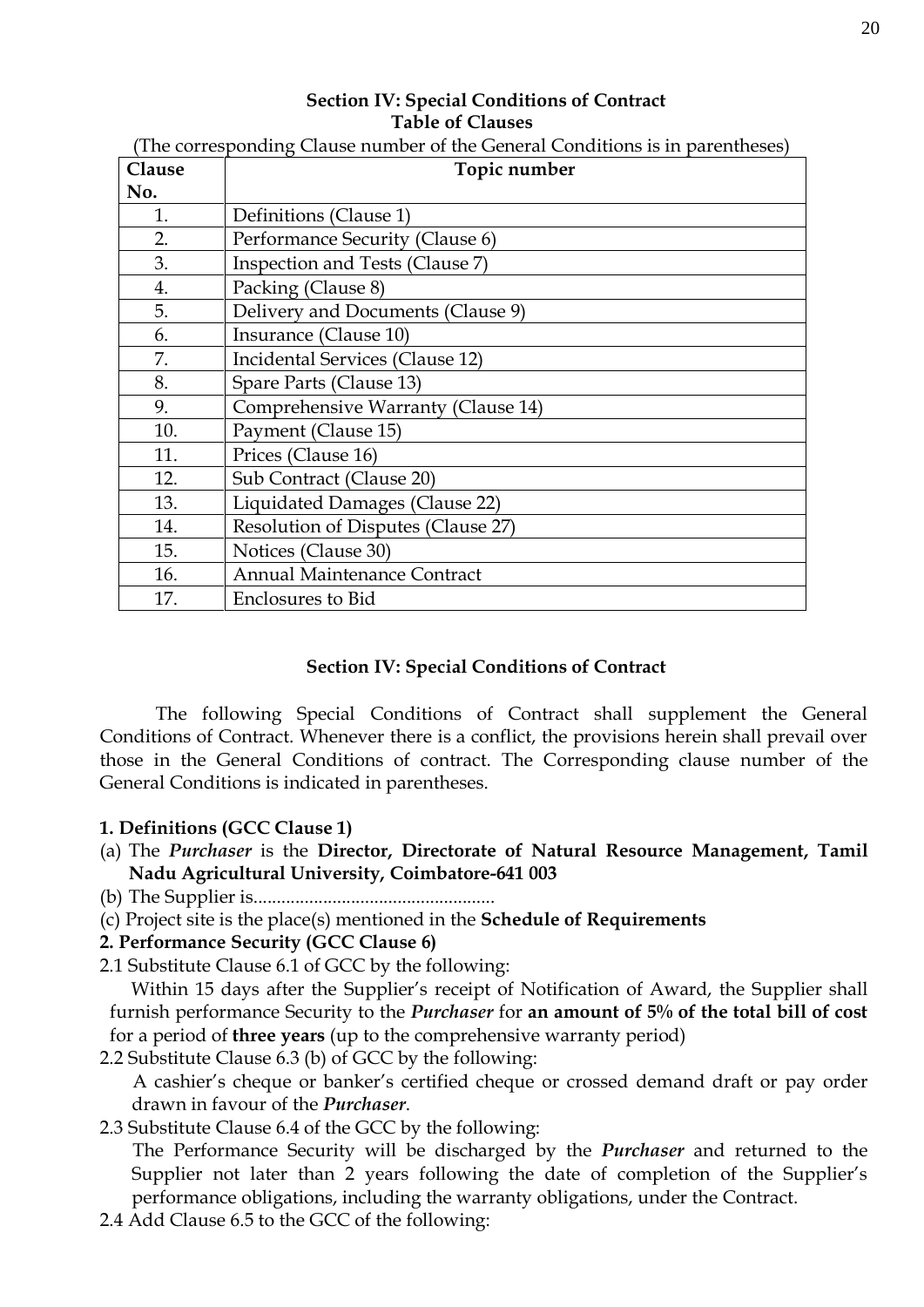## Section IV: Special Conditions of Contract

**Table of Clauses**

(The corresponding Clause number of the General Conditions is in parentheses)

| Clause No. | Topic number |
|---|---|
| 1. | Definitions (Clause 1) |
| 2. | Performance Security (Clause 6) |
| 3. | Inspection and Tests (Clause 7) |
| 4. | Packing (Clause 8) |
| 5. | Delivery and Documents (Clause 9) |
| 6. | Insurance (Clause 10) |
| 7. | Incidental Services (Clause 12) |
| 8. | Spare Parts (Clause 13) |
| 9. | Comprehensive Warranty (Clause 14) |
| 10. | Payment (Clause 15) |
| 11. | Prices (Clause 16) |
| 12. | Sub Contract (Clause 20) |
| 13. | Liquidated Damages (Clause 22) |
| 14. | Resolution of Disputes (Clause 27) |
| 15. | Notices (Clause 30) |
| 16. | Annual Maintenance Contract |
| 17. | Enclosures to Bid |

## Section IV: Special Conditions of Contract

The following Special Conditions of Contract shall supplement the General Conditions of Contract. Whenever there is a conflict, the provisions herein shall prevail over those in the General Conditions of contract. The Corresponding clause number of the General Conditions is indicated in parentheses.

**1. Definitions (GCC Clause 1)**

(a) The ***Purchaser*** is the **Director, Directorate of Natural Resource Management, Tamil Nadu Agricultural University, Coimbatore-641 003**

(b) The Supplier is...................................................

(c) Project site is the place(s) mentioned in the **Schedule of Requirements**

**2. Performance Security (GCC Clause 6)**

2.1 Substitute Clause 6.1 of GCC by the following:

Within 15 days after the Supplier's receipt of Notification of Award, the Supplier shall furnish performance Security to the ***Purchaser*** for **an amount of 5% of the total bill of cost** for a period of **three years** (up to the comprehensive warranty period)

2.2 Substitute Clause 6.3 (b) of GCC by the following:

A cashier's cheque or banker's certified cheque or crossed demand draft or pay order drawn in favour of the ***Purchaser***.

2.3 Substitute Clause 6.4 of the GCC by the following:

The Performance Security will be discharged by the ***Purchaser*** and returned to the Supplier not later than 2 years following the date of completion of the Supplier's performance obligations, including the warranty obligations, under the Contract.

2.4 Add Clause 6.5 to the GCC of the following: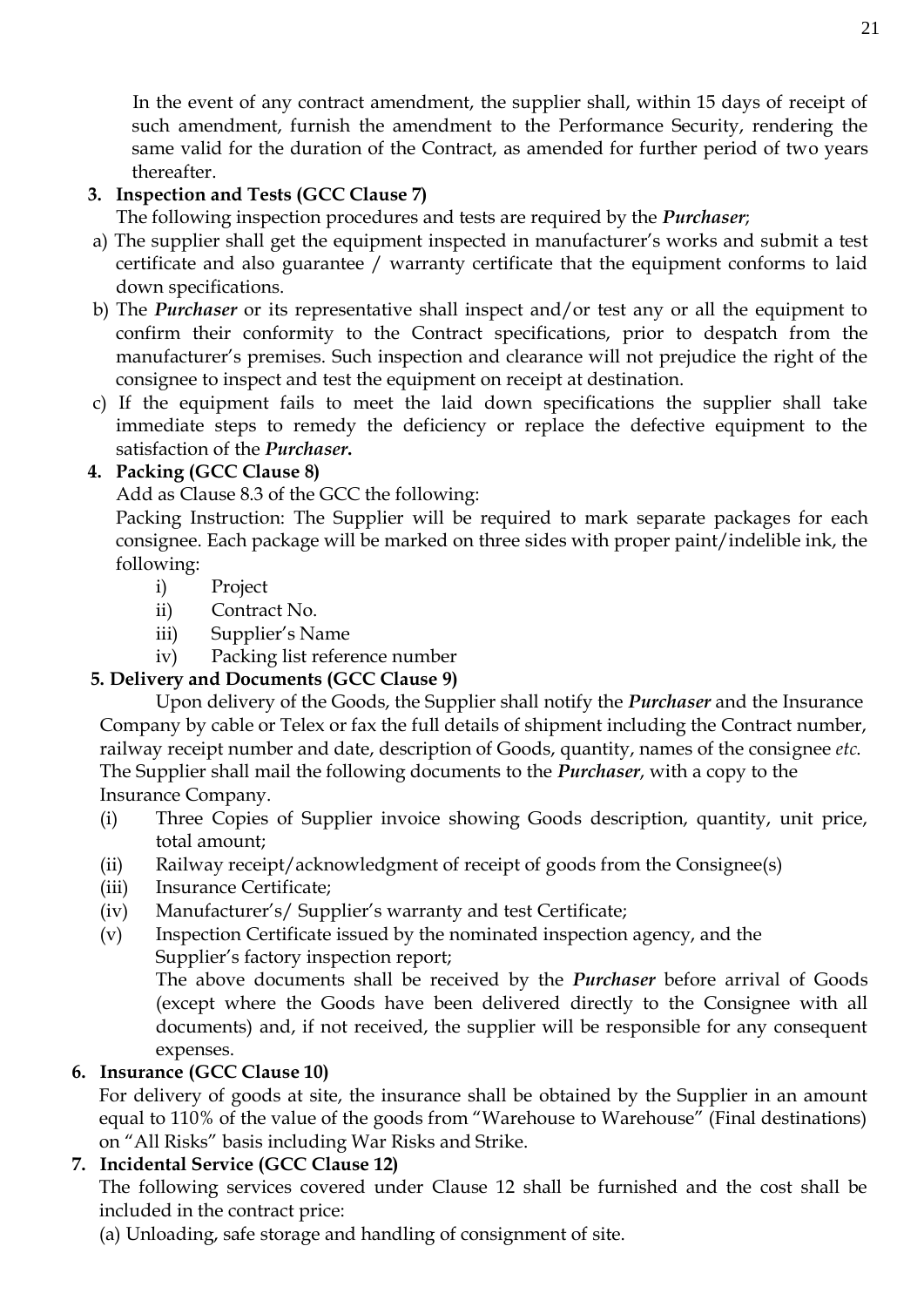In the event of any contract amendment, the supplier shall, within 15 days of receipt of such amendment, furnish the amendment to the Performance Security, rendering the same valid for the duration of the Contract, as amended for further period of two years thereafter.

**3. Inspection and Tests (GCC Clause 7)**

The following inspection procedures and tests are required by the ***Purchaser***;

a) The supplier shall get the equipment inspected in manufacturer's works and submit a test certificate and also guarantee / warranty certificate that the equipment conforms to laid down specifications.

b) The ***Purchaser*** or its representative shall inspect and/or test any or all the equipment to confirm their conformity to the Contract specifications, prior to despatch from the manufacturer's premises. Such inspection and clearance will not prejudice the right of the consignee to inspect and test the equipment on receipt at destination.

c) If the equipment fails to meet the laid down specifications the supplier shall take immediate steps to remedy the deficiency or replace the defective equipment to the satisfaction of the ***Purchaser*.**

**4. Packing (GCC Clause 8)**

Add as Clause 8.3 of the GCC the following:

Packing Instruction: The Supplier will be required to mark separate packages for each consignee. Each package will be marked on three sides with proper paint/indelible ink, the following:

i) Project
ii) Contract No.
iii) Supplier's Name
iv) Packing list reference number

**5. Delivery and Documents (GCC Clause 9)**

Upon delivery of the Goods, the Supplier shall notify the ***Purchaser*** and the Insurance Company by cable or Telex or fax the full details of shipment including the Contract number, railway receipt number and date, description of Goods, quantity, names of the consignee *etc.* The Supplier shall mail the following documents to the ***Purchaser***, with a copy to the Insurance Company.

(i) Three Copies of Supplier invoice showing Goods description, quantity, unit price, total amount;
(ii) Railway receipt/acknowledgment of receipt of goods from the Consignee(s)
(iii) Insurance Certificate;
(iv) Manufacturer's/ Supplier's warranty and test Certificate;
(v) Inspection Certificate issued by the nominated inspection agency, and the Supplier's factory inspection report;

The above documents shall be received by the ***Purchaser*** before arrival of Goods (except where the Goods have been delivered directly to the Consignee with all documents) and, if not received, the supplier will be responsible for any consequent expenses.

**6. Insurance (GCC Clause 10)**

For delivery of goods at site, the insurance shall be obtained by the Supplier in an amount equal to 110% of the value of the goods from "Warehouse to Warehouse" (Final destinations) on "All Risks" basis including War Risks and Strike.

**7. Incidental Service (GCC Clause 12)**

The following services covered under Clause 12 shall be furnished and the cost shall be included in the contract price:

(a) Unloading, safe storage and handling of consignment of site.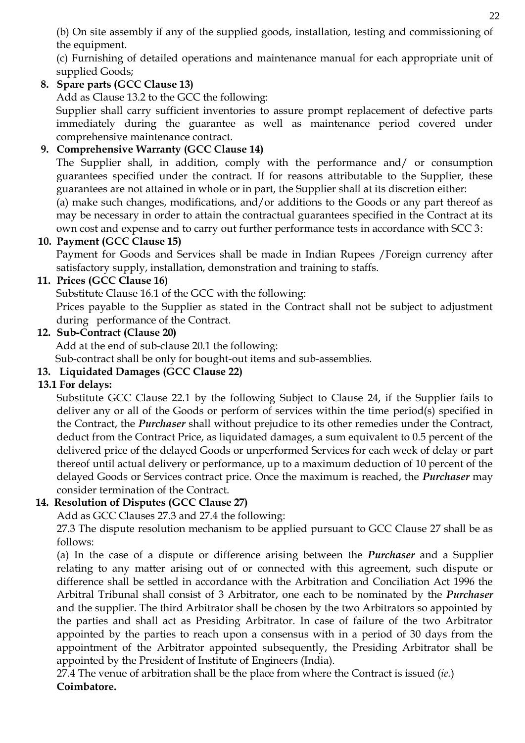(b) On site assembly if any of the supplied goods, installation, testing and commissioning of the equipment.

(c) Furnishing of detailed operations and maintenance manual for each appropriate unit of supplied Goods;

**8. Spare parts (GCC Clause 13)**

Add as Clause 13.2 to the GCC the following:

Supplier shall carry sufficient inventories to assure prompt replacement of defective parts immediately during the guarantee as well as maintenance period covered under comprehensive maintenance contract.

**9. Comprehensive Warranty (GCC Clause 14)**

The Supplier shall, in addition, comply with the performance and/ or consumption guarantees specified under the contract. If for reasons attributable to the Supplier, these guarantees are not attained in whole or in part, the Supplier shall at its discretion either:

(a) make such changes, modifications, and/or additions to the Goods or any part thereof as may be necessary in order to attain the contractual guarantees specified in the Contract at its own cost and expense and to carry out further performance tests in accordance with SCC 3:

**10. Payment (GCC Clause 15)**

Payment for Goods and Services shall be made in Indian Rupees /Foreign currency after satisfactory supply, installation, demonstration and training to staffs.

**11. Prices (GCC Clause 16)**

Substitute Clause 16.1 of the GCC with the following:

Prices payable to the Supplier as stated in the Contract shall not be subject to adjustment during performance of the Contract.

**12. Sub-Contract (Clause 20)**

Add at the end of sub-clause 20.1 the following:

Sub-contract shall be only for bought-out items and sub-assemblies.

**13. Liquidated Damages (GCC Clause 22)**

**13.1 For delays:**

Substitute GCC Clause 22.1 by the following Subject to Clause 24, if the Supplier fails to deliver any or all of the Goods or perform of services within the time period(s) specified in the Contract, the ***Purchaser*** shall without prejudice to its other remedies under the Contract, deduct from the Contract Price, as liquidated damages, a sum equivalent to 0.5 percent of the delivered price of the delayed Goods or unperformed Services for each week of delay or part thereof until actual delivery or performance, up to a maximum deduction of 10 percent of the delayed Goods or Services contract price. Once the maximum is reached, the ***Purchaser*** may consider termination of the Contract.

**14. Resolution of Disputes (GCC Clause 27)**

Add as GCC Clauses 27.3 and 27.4 the following:

27.3 The dispute resolution mechanism to be applied pursuant to GCC Clause 27 shall be as follows:

(a) In the case of a dispute or difference arising between the ***Purchaser*** and a Supplier relating to any matter arising out of or connected with this agreement, such dispute or difference shall be settled in accordance with the Arbitration and Conciliation Act 1996 the Arbitral Tribunal shall consist of 3 Arbitrator, one each to be nominated by the ***Purchaser*** and the supplier. The third Arbitrator shall be chosen by the two Arbitrators so appointed by the parties and shall act as Presiding Arbitrator. In case of failure of the two Arbitrator appointed by the parties to reach upon a consensus with in a period of 30 days from the appointment of the Arbitrator appointed subsequently, the Presiding Arbitrator shall be appointed by the President of Institute of Engineers (India).

27.4 The venue of arbitration shall be the place from where the Contract is issued (*ie.*) **Coimbatore.**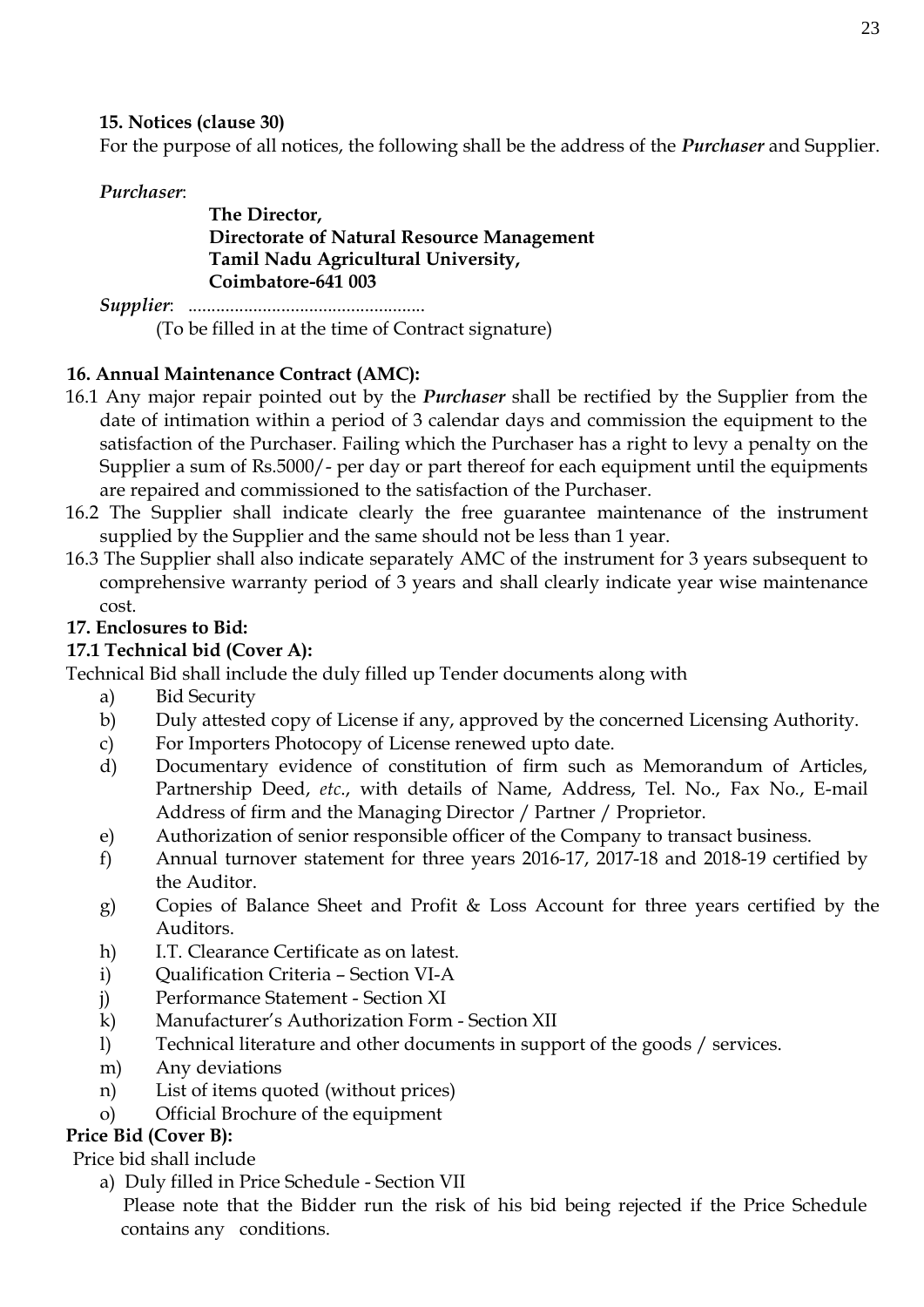**15. Notices (clause 30)**

For the purpose of all notices, the following shall be the address of the ***Purchaser*** and Supplier.

*Purchaser*:

**The Director,**
**Directorate of Natural Resource Management**
**Tamil Nadu Agricultural University,**
**Coimbatore-641 003**

*Supplier*: ...................................................

(To be filled in at the time of Contract signature)

**16. Annual Maintenance Contract (AMC):**

16.1 Any major repair pointed out by the ***Purchaser*** shall be rectified by the Supplier from the date of intimation within a period of 3 calendar days and commission the equipment to the satisfaction of the Purchaser. Failing which the Purchaser has a right to levy a penalty on the Supplier a sum of Rs.5000/- per day or part thereof for each equipment until the equipments are repaired and commissioned to the satisfaction of the Purchaser.

16.2 The Supplier shall indicate clearly the free guarantee maintenance of the instrument supplied by the Supplier and the same should not be less than 1 year.

16.3 The Supplier shall also indicate separately AMC of the instrument for 3 years subsequent to comprehensive warranty period of 3 years and shall clearly indicate year wise maintenance cost.

**17. Enclosures to Bid:**

**17.1 Technical bid (Cover A):**

Technical Bid shall include the duly filled up Tender documents along with

a) Bid Security
b) Duly attested copy of License if any, approved by the concerned Licensing Authority.
c) For Importers Photocopy of License renewed upto date.
d) Documentary evidence of constitution of firm such as Memorandum of Articles, Partnership Deed, *etc*., with details of Name, Address, Tel. No., Fax No., E-mail Address of firm and the Managing Director / Partner / Proprietor.
e) Authorization of senior responsible officer of the Company to transact business.
f) Annual turnover statement for three years 2016-17, 2017-18 and 2018-19 certified by the Auditor.
g) Copies of Balance Sheet and Profit & Loss Account for three years certified by the Auditors.
h) I.T. Clearance Certificate as on latest.
i) Qualification Criteria – Section VI-A
j) Performance Statement - Section XI
k) Manufacturer's Authorization Form - Section XII
l) Technical literature and other documents in support of the goods / services.
m) Any deviations
n) List of items quoted (without prices)
o) Official Brochure of the equipment

**Price Bid (Cover B):**

Price bid shall include

a) Duly filled in Price Schedule - Section VII

Please note that the Bidder run the risk of his bid being rejected if the Price Schedule contains any conditions.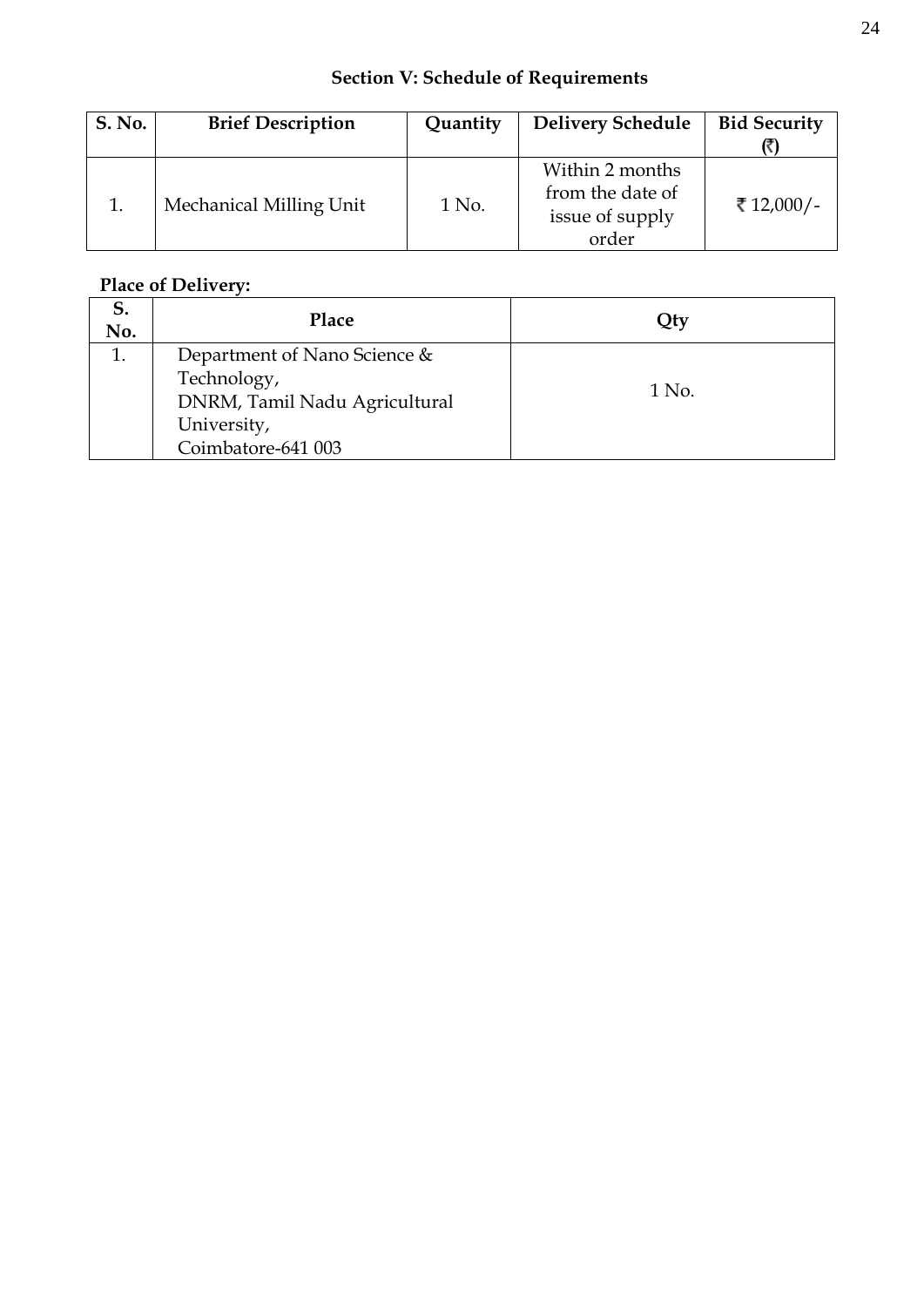## Section V: Schedule of Requirements

| S. No. | Brief Description | Quantity | Delivery Schedule | Bid Security (₹) |
|---|---|---|---|---|
| 1. | Mechanical Milling Unit | 1 No. | Within 2 months from the date of issue of supply order | ₹ 12,000/- |

**Place of Delivery:**

| S. No. | Place | Qty |
|---|---|---|
| 1. | Department of Nano Science & Technology, DNRM, Tamil Nadu Agricultural University, Coimbatore-641 003 | 1 No. |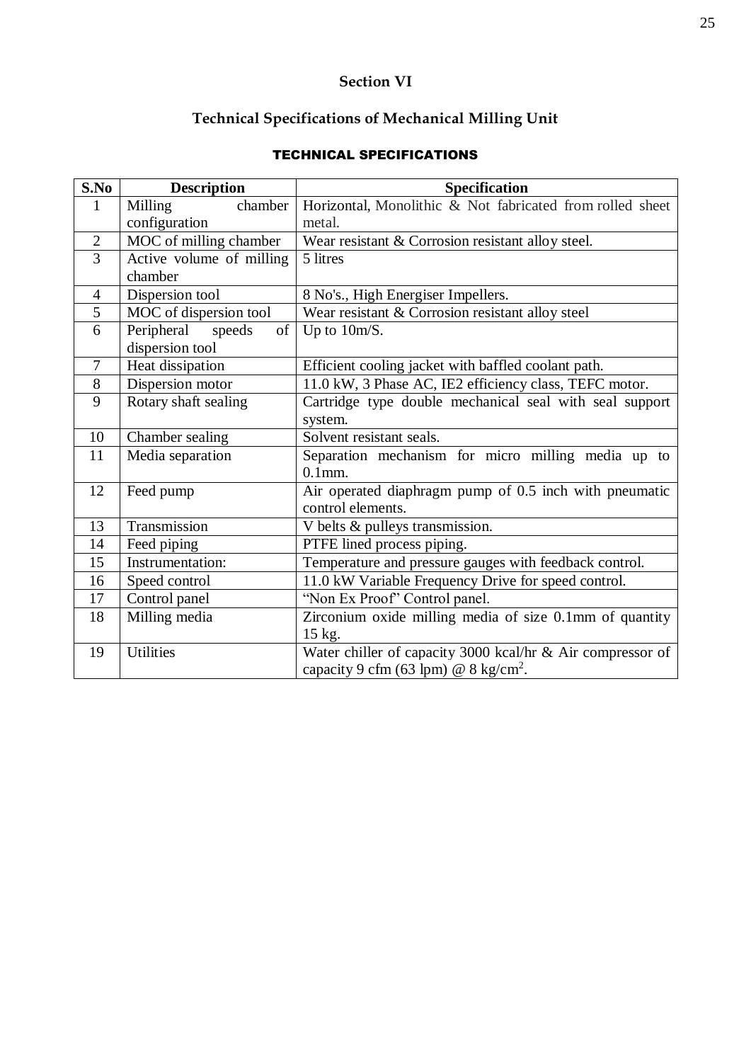## Section VI

## Technical Specifications of Mechanical Milling Unit

### TECHNICAL SPECIFICATIONS

| S.No | Description | Specification |
|---|---|---|
| 1 | Milling chamber configuration | Horizontal, Monolithic & Not fabricated from rolled sheet metal. |
| 2 | MOC of milling chamber | Wear resistant & Corrosion resistant alloy steel. |
| 3 | Active volume of milling chamber | 5 litres |
| 4 | Dispersion tool | 8 No's., High Energiser Impellers. |
| 5 | MOC of dispersion tool | Wear resistant & Corrosion resistant alloy steel |
| 6 | Peripheral speeds of dispersion tool | Up to 10m/S. |
| 7 | Heat dissipation | Efficient cooling jacket with baffled coolant path. |
| 8 | Dispersion motor | 11.0 kW, 3 Phase AC, IE2 efficiency class, TEFC motor. |
| 9 | Rotary shaft sealing | Cartridge type double mechanical seal with seal support system. |
| 10 | Chamber sealing | Solvent resistant seals. |
| 11 | Media separation | Separation mechanism for micro milling media up to 0.1mm. |
| 12 | Feed pump | Air operated diaphragm pump of 0.5 inch with pneumatic control elements. |
| 13 | Transmission | V belts & pulleys transmission. |
| 14 | Feed piping | PTFE lined process piping. |
| 15 | Instrumentation: | Temperature and pressure gauges with feedback control. |
| 16 | Speed control | 11.0 kW Variable Frequency Drive for speed control. |
| 17 | Control panel | "Non Ex Proof" Control panel. |
| 18 | Milling media | Zirconium oxide milling media of size 0.1mm of quantity 15 kg. |
| 19 | Utilities | Water chiller of capacity 3000 kcal/hr & Air compressor of capacity 9 cfm (63 lpm) @ 8 kg/cm$^2$. |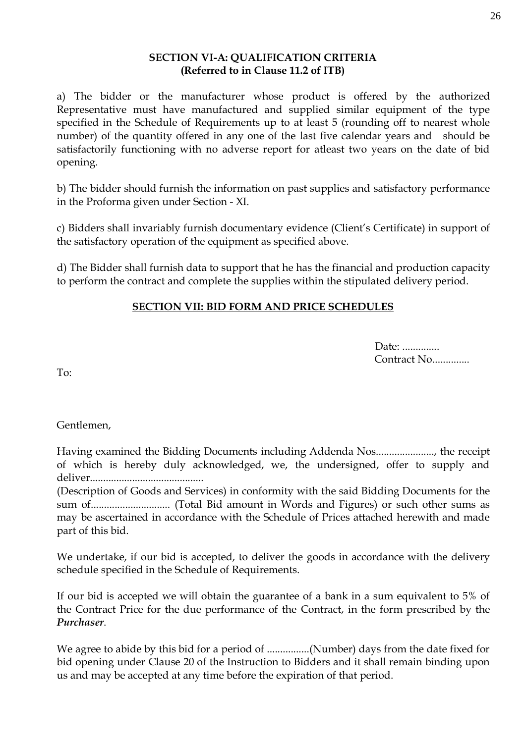### SECTION VI-A: QUALIFICATION CRITERIA
### (Referred to in Clause 11.2 of ITB)

a) The bidder or the manufacturer whose product is offered by the authorized Representative must have manufactured and supplied similar equipment of the type specified in the Schedule of Requirements up to at least 5 (rounding off to nearest whole number) of the quantity offered in any one of the last five calendar years and should be satisfactorily functioning with no adverse report for atleast two years on the date of bid opening.

b) The bidder should furnish the information on past supplies and satisfactory performance in the Proforma given under Section - XI.

c) Bidders shall invariably furnish documentary evidence (Client's Certificate) in support of the satisfactory operation of the equipment as specified above.

d) The Bidder shall furnish data to support that he has the financial and production capacity to perform the contract and complete the supplies within the stipulated delivery period.

## SECTION VII: BID FORM AND PRICE SCHEDULES

Date: ..............
Contract No..............

To:

Gentlemen,

Having examined the Bidding Documents including Addenda Nos......................, the receipt of which is hereby duly acknowledged, we, the undersigned, offer to supply and deliver...........................................
(Description of Goods and Services) in conformity with the said Bidding Documents for the sum of.............................. (Total Bid amount in Words and Figures) or such other sums as may be ascertained in accordance with the Schedule of Prices attached herewith and made part of this bid.

We undertake, if our bid is accepted, to deliver the goods in accordance with the delivery schedule specified in the Schedule of Requirements.

If our bid is accepted we will obtain the guarantee of a bank in a sum equivalent to 5% of the Contract Price for the due performance of the Contract, in the form prescribed by the ***Purchaser***.

We agree to abide by this bid for a period of ................(Number) days from the date fixed for bid opening under Clause 20 of the Instruction to Bidders and it shall remain binding upon us and may be accepted at any time before the expiration of that period.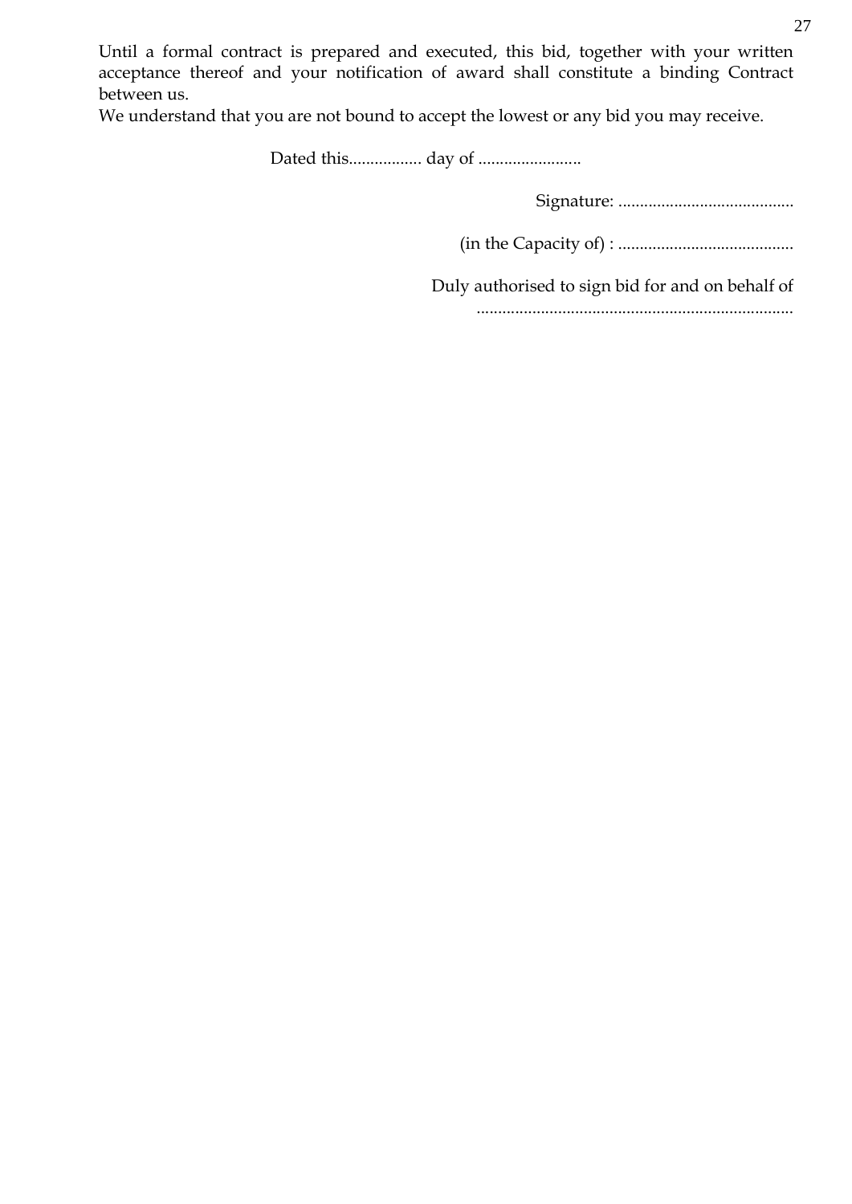Until a formal contract is prepared and executed, this bid, together with your written acceptance thereof and your notification of award shall constitute a binding Contract between us.

We understand that you are not bound to accept the lowest or any bid you may receive.

Dated this................. day of ........................

Signature: .........................................

(in the Capacity of) : .........................................

Duly authorised to sign bid for and on behalf of
..........................................................................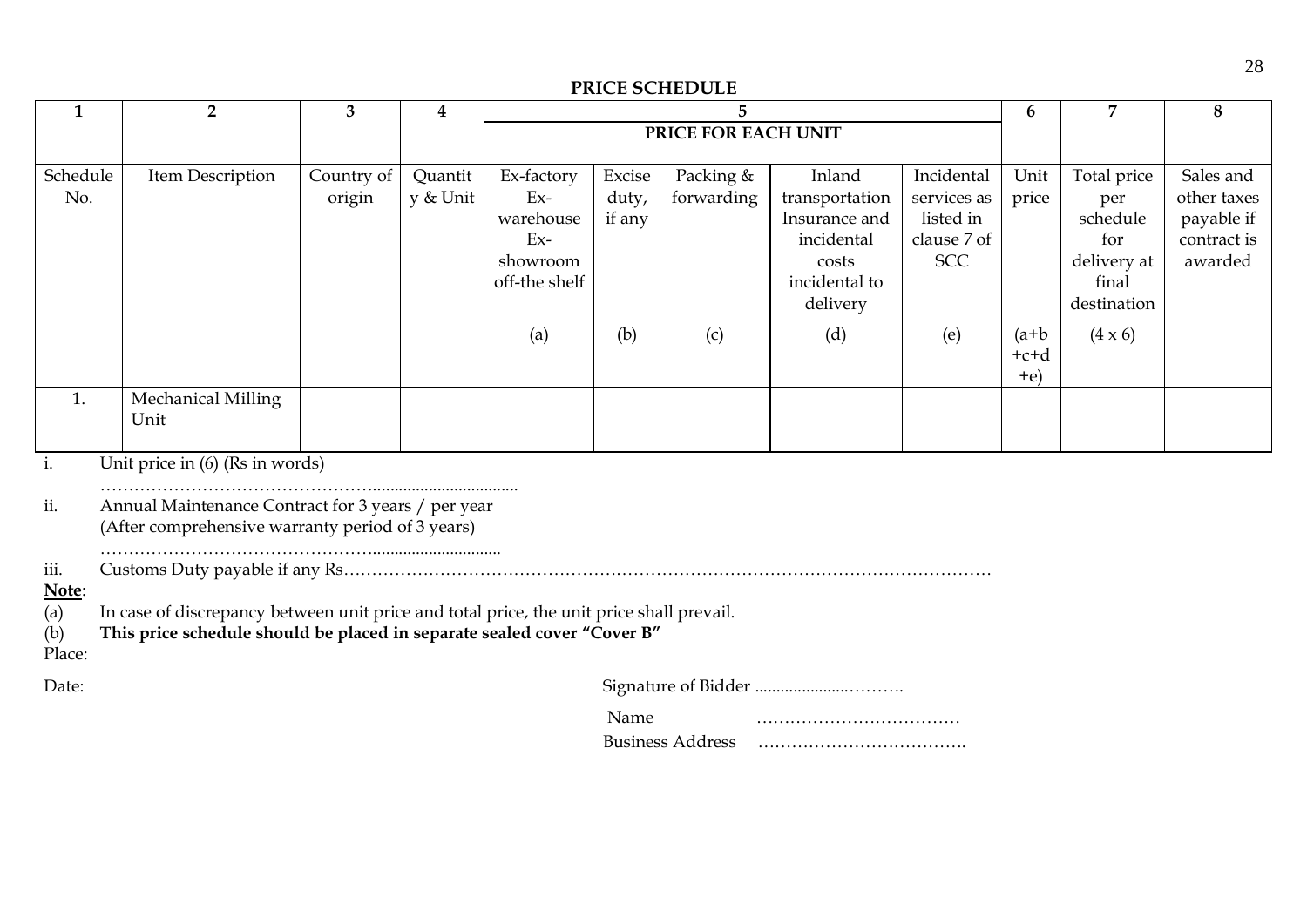## PRICE SCHEDULE

| 1 | 2 | 3 | 4 | 5 | | | | | 6 | 7 | 8 |
|---|---|---|---|---|---|---|---|---|---|---|---|
| | | | | PRICE FOR EACH UNIT | | | | | | | |
| Schedule No. | Item Description | Country of origin | Quantity & Unit | Ex-factory Ex-warehouse Ex-showroom off-the shelf | Excise duty, if any | Packing & forwarding | Inland transportation Insurance and incidental costs incidental to delivery | Incidental services as listed in clause 7 of SCC | Unit price | Total price per schedule for delivery at final destination | Sales and other taxes payable if contract is awarded |
| | | | | (a) | (b) | (c) | (d) | (e) | (a+b +c+d +e) | (4 x 6) | |
| 1. | Mechanical Milling Unit | | | | | | | | | | |

i. Unit price in (6) (Rs in words)

……………………………………….................................

ii. Annual Maintenance Contract for 3 years / per year
(After comprehensive warranty period of 3 years)

……………………………………….............................

iii. Customs Duty payable if any Rs………………………………………………………………………………………………

**Note**:

(a) In case of discrepancy between unit price and total price, the unit price shall prevail.

(b) **This price schedule should be placed in separate sealed cover "Cover B"**

Place:

Date:

Signature of Bidder ....................……….

Name ………………………………

Business Address ……………………………….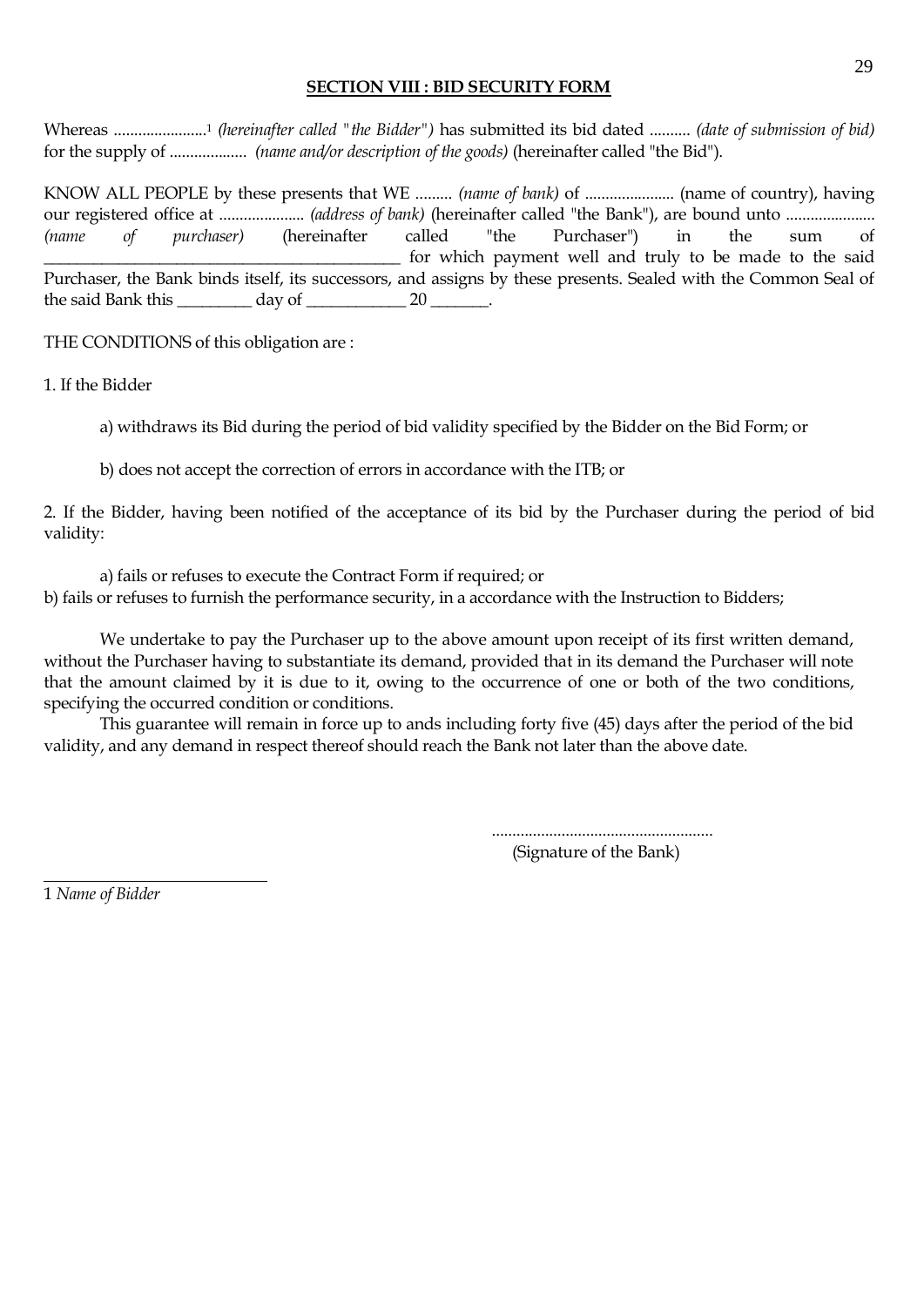## SECTION VIII : BID SECURITY FORM

Whereas .......................[1] *(hereinafter called "the Bidder")* has submitted its bid dated .......... *(date of submission of bid)* for the supply of ................... *(name and/or description of the goods)* (hereinafter called "the Bid").

KNOW ALL PEOPLE by these presents that WE ......... *(name of bank)* of ...................... (name of country), having our registered office at ..................... *(address of bank)* (hereinafter called "the Bank"), are bound unto ...................... *(name of purchaser)* (hereinafter called "the Purchaser") in the sum of ___________________________________________ for which payment well and truly to be made to the said Purchaser, the Bank binds itself, its successors, and assigns by these presents. Sealed with the Common Seal of the said Bank this _________ day of ____________ 20 _______.

THE CONDITIONS of this obligation are :

1. If the Bidder

   a) withdraws its Bid during the period of bid validity specified by the Bidder on the Bid Form; or

   b) does not accept the correction of errors in accordance with the ITB; or

2. If the Bidder, having been notified of the acceptance of its bid by the Purchaser during the period of bid validity:

   a) fails or refuses to execute the Contract Form if required; or

b) fails or refuses to furnish the performance security, in a accordance with the Instruction to Bidders;

We undertake to pay the Purchaser up to the above amount upon receipt of its first written demand, without the Purchaser having to substantiate its demand, provided that in its demand the Purchaser will note that the amount claimed by it is due to it, owing to the occurrence of one or both of the two conditions, specifying the occurred condition or conditions.

This guarantee will remain in force up to ands including forty five (45) days after the period of the bid validity, and any demand in respect thereof should reach the Bank not later than the above date.

.....................................................

(Signature of the Bank)

---

1 *Name of Bidder*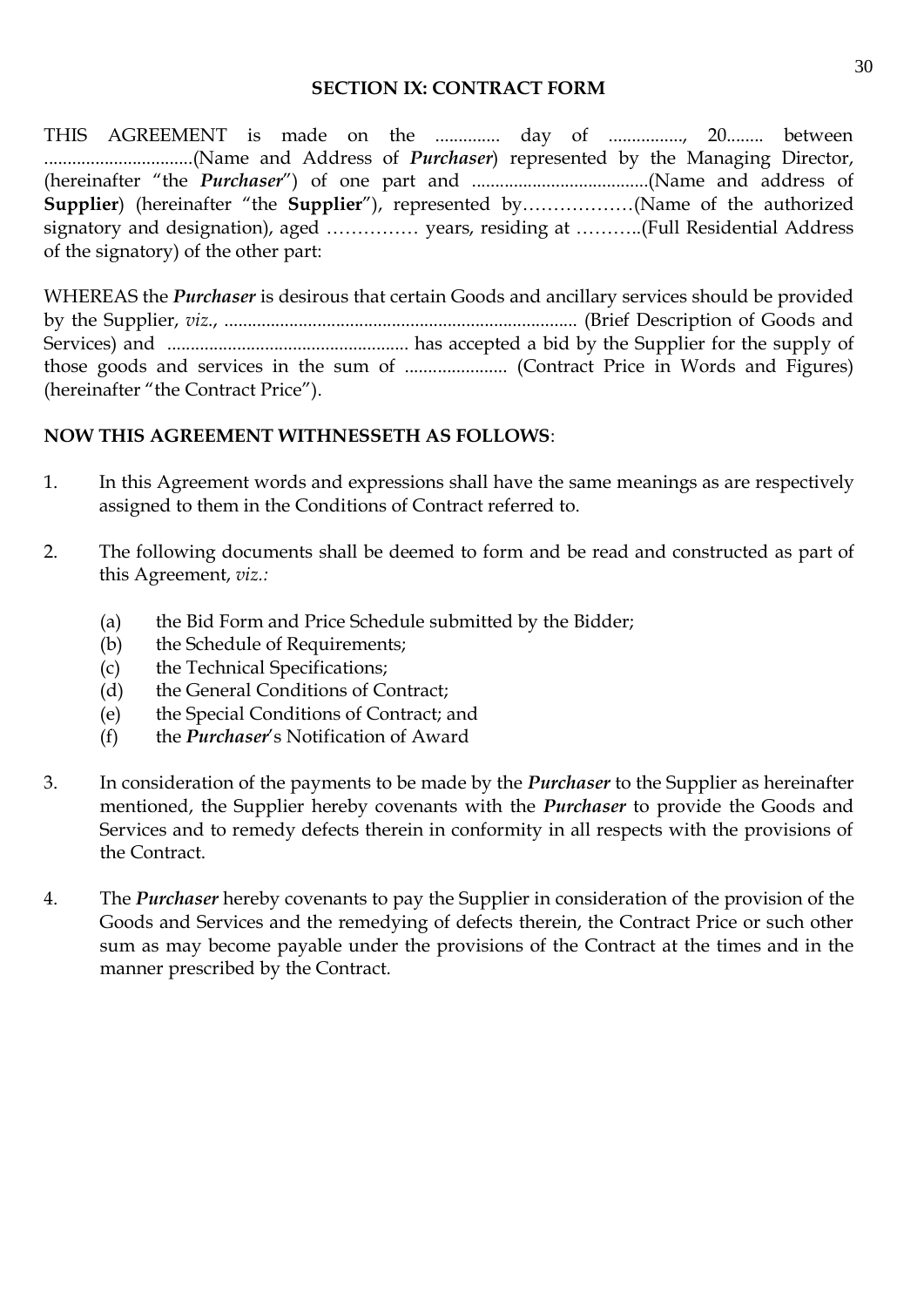## SECTION IX: CONTRACT FORM

THIS AGREEMENT is made on the .............. day of ................, 20........ between ................................(Name and Address of ***Purchaser***) represented by the Managing Director, (hereinafter "the ***Purchaser***") of one part and ......................................(Name and address of **Supplier**) (hereinafter "the **Supplier**"), represented by………………(Name of the authorized signatory and designation), aged …………… years, residing at ………..(Full Residential Address of the signatory) of the other part:

WHEREAS the ***Purchaser*** is desirous that certain Goods and ancillary services should be provided by the Supplier, *viz*., ........................................................................... (Brief Description of Goods and Services) and .................................................... has accepted a bid by the Supplier for the supply of those goods and services in the sum of ...................... (Contract Price in Words and Figures) (hereinafter "the Contract Price").

**NOW THIS AGREEMENT WITHNESSETH AS FOLLOWS**:

1. In this Agreement words and expressions shall have the same meanings as are respectively assigned to them in the Conditions of Contract referred to.

2. The following documents shall be deemed to form and be read and constructed as part of this Agreement, *viz.:*

   (a) the Bid Form and Price Schedule submitted by the Bidder;
   (b) the Schedule of Requirements;
   (c) the Technical Specifications;
   (d) the General Conditions of Contract;
   (e) the Special Conditions of Contract; and
   (f) the ***Purchaser***'s Notification of Award

3. In consideration of the payments to be made by the ***Purchaser*** to the Supplier as hereinafter mentioned, the Supplier hereby covenants with the ***Purchaser*** to provide the Goods and Services and to remedy defects therein in conformity in all respects with the provisions of the Contract.

4. The ***Purchaser*** hereby covenants to pay the Supplier in consideration of the provision of the Goods and Services and the remedying of defects therein, the Contract Price or such other sum as may become payable under the provisions of the Contract at the times and in the manner prescribed by the Contract.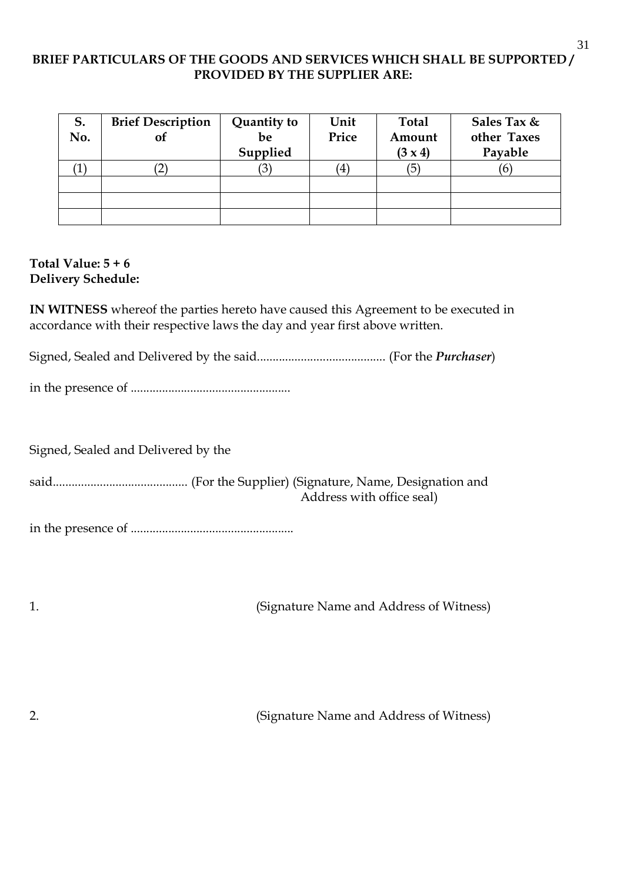**BRIEF PARTICULARS OF THE GOODS AND SERVICES WHICH SHALL BE SUPPORTED / PROVIDED BY THE SUPPLIER ARE:**

| S. No. | Brief Description of | Quantity to be Supplied | Unit Price | Total Amount (3 x 4) | Sales Tax & other Taxes Payable |
|---|---|---|---|---|---|
| (1) | (2) | (3) | (4) | (5) | (6) |
| | | | | | |
| | | | | | |
| | | | | | |

**Total Value: 5 + 6**
**Delivery Schedule:**

**IN WITNESS** whereof the parties hereto have caused this Agreement to be executed in accordance with their respective laws the day and year first above written.

Signed, Sealed and Delivered by the said......................................... (For the ***Purchaser***)

in the presence of ...................................................

Signed, Sealed and Delivered by the

said........................................... (For the Supplier) (Signature, Name, Designation and Address with office seal)

in the presence of ....................................................

1. (Signature Name and Address of Witness)

2. (Signature Name and Address of Witness)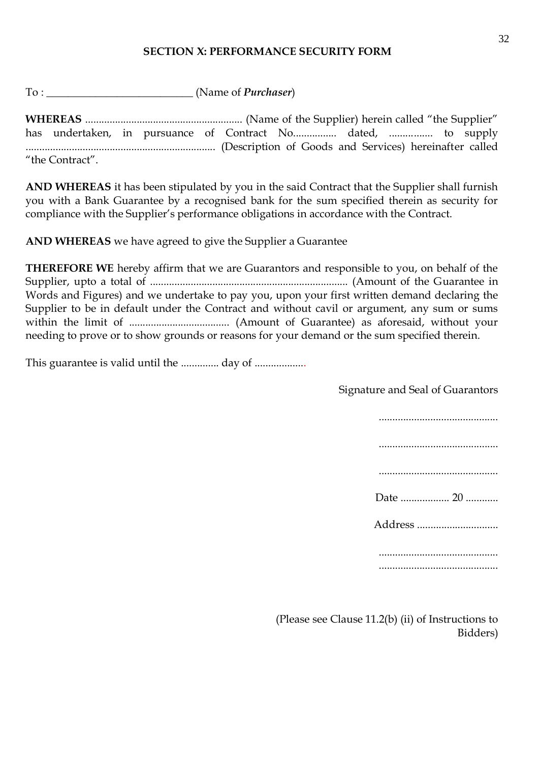## SECTION X: PERFORMANCE SECURITY FORM

To : ___________________________ (Name of ***Purchaser***)

**WHEREAS** .......................................................... (Name of the Supplier) herein called "the Supplier" has undertaken, in pursuance of Contract No................ dated, ................ to supply ...................................................................... (Description of Goods and Services) hereinafter called "the Contract".

**AND WHEREAS** it has been stipulated by you in the said Contract that the Supplier shall furnish you with a Bank Guarantee by a recognised bank for the sum specified therein as security for compliance with the Supplier's performance obligations in accordance with the Contract.

**AND WHEREAS** we have agreed to give the Supplier a Guarantee

**THEREFORE WE** hereby affirm that we are Guarantors and responsible to you, on behalf of the Supplier, upto a total of ........................................................................ (Amount of the Guarantee in Words and Figures) and we undertake to pay you, upon your first written demand declaring the Supplier to be in default under the Contract and without cavil or argument, any sum or sums within the limit of ..................................... (Amount of Guarantee) as aforesaid, without your needing to prove or to show grounds or reasons for your demand or the sum specified therein.

This guarantee is valid until the .............. day of ...................

Signature and Seal of Guarantors

............................................

............................................

............................................

Date .................. 20 ............

Address ..............................

............................................

............................................

(Please see Clause 11.2(b) (ii) of Instructions to Bidders)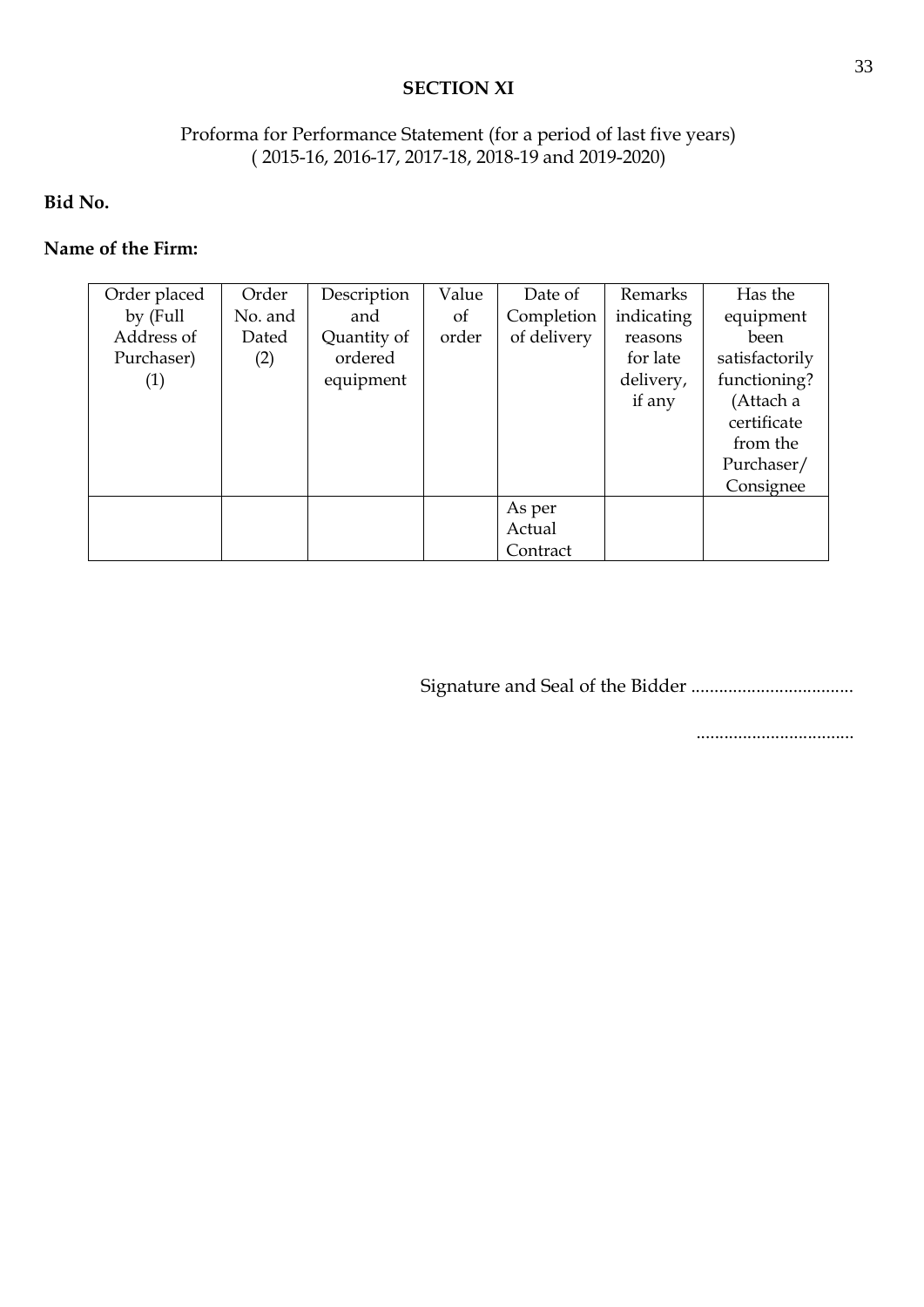## SECTION XI

Proforma for Performance Statement (for a period of last five years)
( 2015-16, 2016-17, 2017-18, 2018-19 and 2019-2020)

**Bid No.**

**Name of the Firm:**

| Order placed by (Full Address of Purchaser) (1) | Order No. and Dated (2) | Description and Quantity of ordered equipment | Value of order | Date of Completion of delivery | Remarks indicating reasons for late delivery, if any | Has the equipment been satisfactorily functioning? (Attach a certificate from the Purchaser/ Consignee |
|---|---|---|---|---|---|---|
| | | | | As per Actual Contract | | |

Signature and Seal of the Bidder ..................................

..................................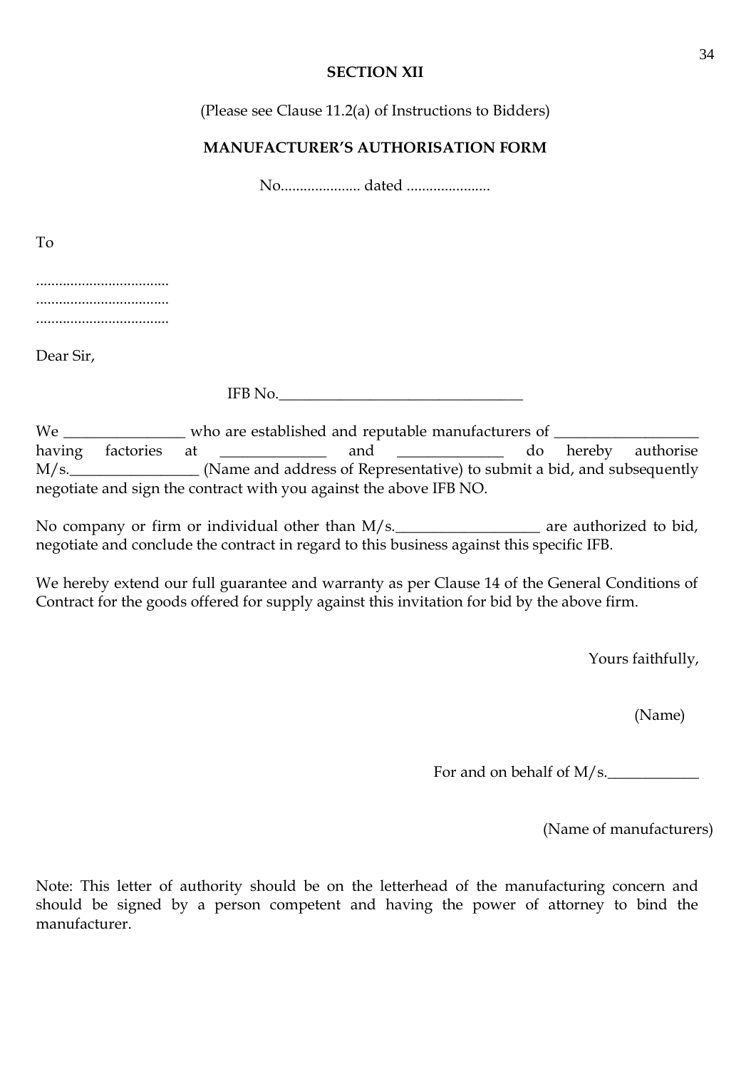**SECTION XII**

(Please see Clause 11.2(a) of Instructions to Bidders)

**MANUFACTURER'S AUTHORISATION FORM**

No.................... dated ......................

To

...................................
...................................
...................................

Dear Sir,

IFB No.________________________________

We ________________ who are established and reputable manufacturers of ___________________ having factories at ______________ and ______________ do hereby authorise M/s._________________ (Name and address of Representative) to submit a bid, and subsequently negotiate and sign the contract with you against the above IFB NO.

No company or firm or individual other than M/s.___________________ are authorized to bid, negotiate and conclude the contract in regard to this business against this specific IFB.

We hereby extend our full guarantee and warranty as per Clause 14 of the General Conditions of Contract for the goods offered for supply against this invitation for bid by the above firm.

Yours faithfully,

(Name)

For and on behalf of M/s.____________

(Name of manufacturers)

Note: This letter of authority should be on the letterhead of the manufacturing concern and should be signed by a person competent and having the power of attorney to bind the manufacturer.